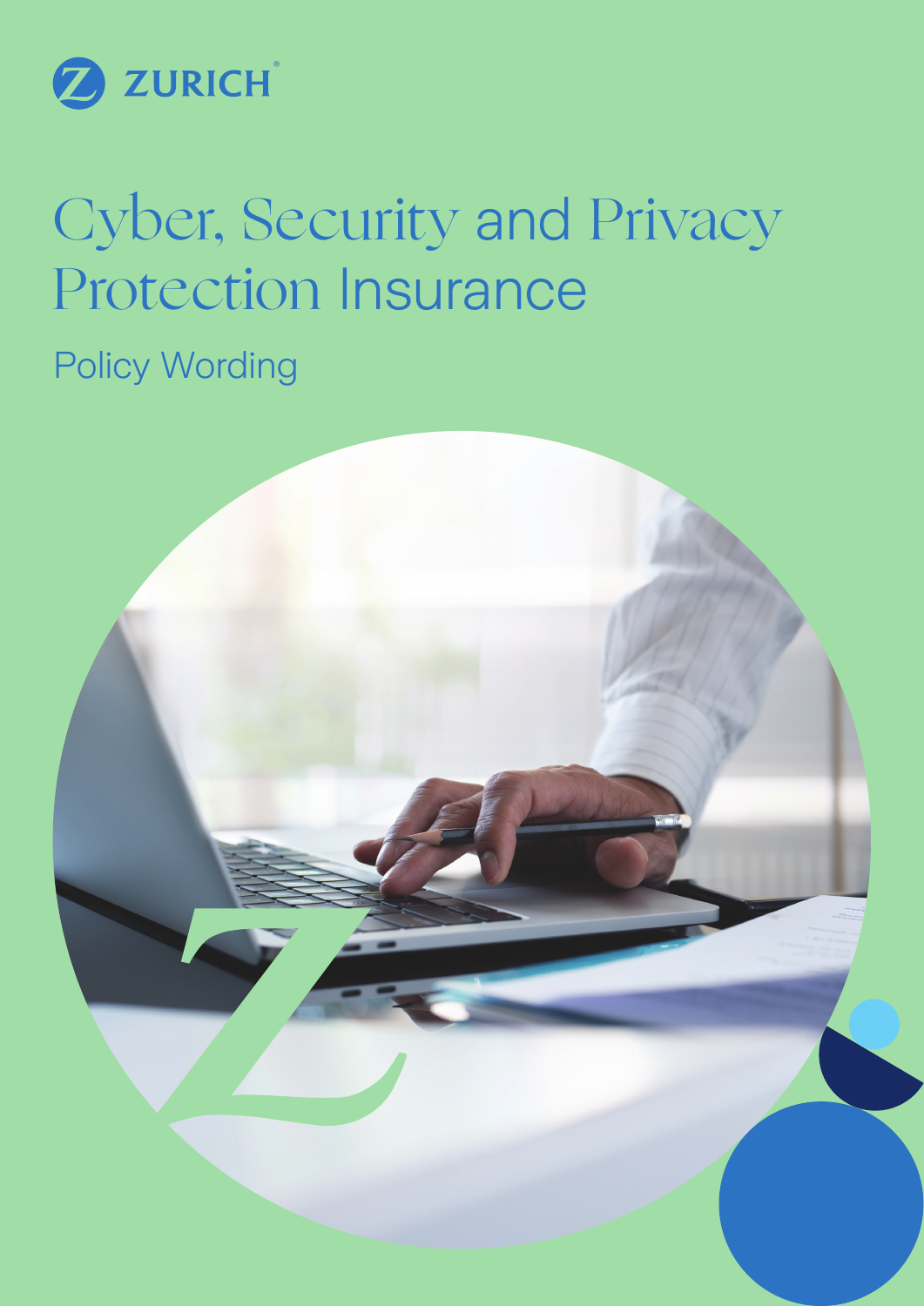ZURICH

# Cyber, Security and Privacy Protection Insurance

## Policy Wording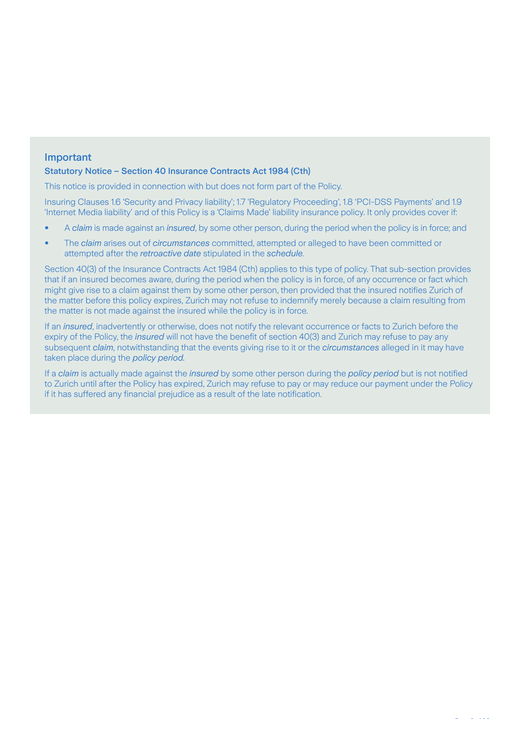## Important

### Statutory Notice – Section 40 Insurance Contracts Act 1984 (Cth)

This notice is provided in connection with but does not form part of the Policy.

Insuring Clauses 1.6 'Security and Privacy liability'; 1.7 'Regulatory Proceeding', 1.8 'PCI-DSS Payments' and 1.9 'Internet Media liability' and of this Policy is a 'Claims Made' liability insurance policy. It only provides cover if:

- A *claim* is made against an *insured*, by some other person, during the period when the policy is in force; and
- The *claim* arises out of *circumstances* committed, attempted or alleged to have been committed or attempted after the *retroactive date* stipulated in the *schedule*.

Section 40(3) of the Insurance Contracts Act 1984 (Cth) applies to this type of policy. That sub-section provides that if an insured becomes aware, during the period when the policy is in force, of any occurrence or fact which might give rise to a claim against them by some other person, then provided that the insured notifies Zurich of the matter before this policy expires, Zurich may not refuse to indemnify merely because a claim resulting from the matter is not made against the insured while the policy is in force.

If an *insured*, inadvertently or otherwise, does not notify the relevant occurrence or facts to Zurich before the expiry of the Policy, the *insured* will not have the benefit of section 40(3) and Zurich may refuse to pay any subsequent *claim*, notwithstanding that the events giving rise to it or the *circumstances* alleged in it may have taken place during the *policy period*.

If a *claim* is actually made against the *insured* by some other person during the *policy period* but is not notified to Zurich until after the Policy has expired, Zurich may refuse to pay or may reduce our payment under the Policy if it has suffered any financial prejudice as a result of the late notification.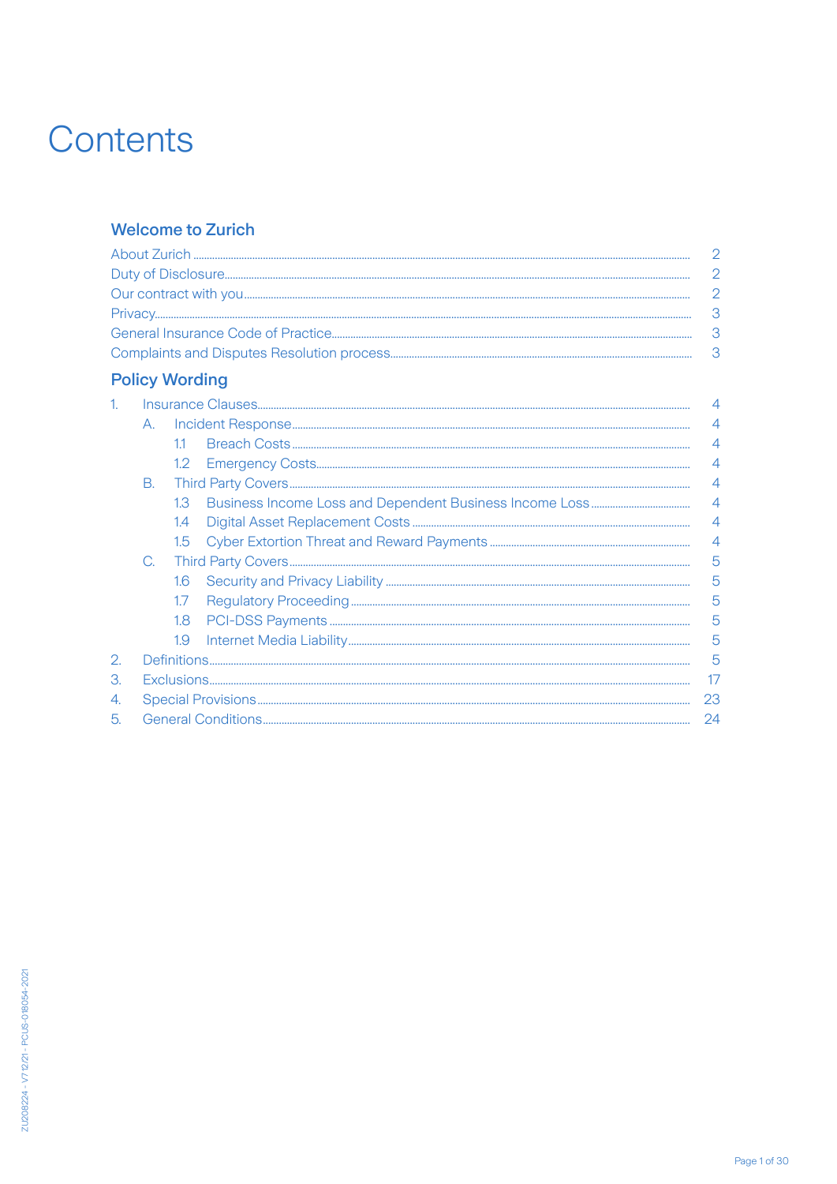# Contents

## Welcome to Zurich

About Zurich ........ 2
Duty of Disclosure ........ 2
Our contract with you ........ 2
Privacy ........ 3
General Insurance Code of Practice ........ 3
Complaints and Disputes Resolution process ........ 3

## Policy Wording

1. Insurance Clauses ........ 4
   - A. Incident Response ........ 4
     - 1.1 Breach Costs ........ 4
     - 1.2 Emergency Costs ........ 4
   - B. Third Party Covers ........ 4
     - 1.3 Business Income Loss and Dependent Business Income Loss ........ 4
     - 1.4 Digital Asset Replacement Costs ........ 4
     - 1.5 Cyber Extortion Threat and Reward Payments ........ 4
   - C. Third Party Covers ........ 5
     - 1.6 Security and Privacy Liability ........ 5
     - 1.7 Regulatory Proceeding ........ 5
     - 1.8 PCI-DSS Payments ........ 5
     - 1.9 Internet Media Liability ........ 5
2. Definitions ........ 5
3. Exclusions ........ 17
4. Special Provisions ........ 23
5. General Conditions ........ 24

ZU208224 - V7 12/21 - PCUS-018054-2021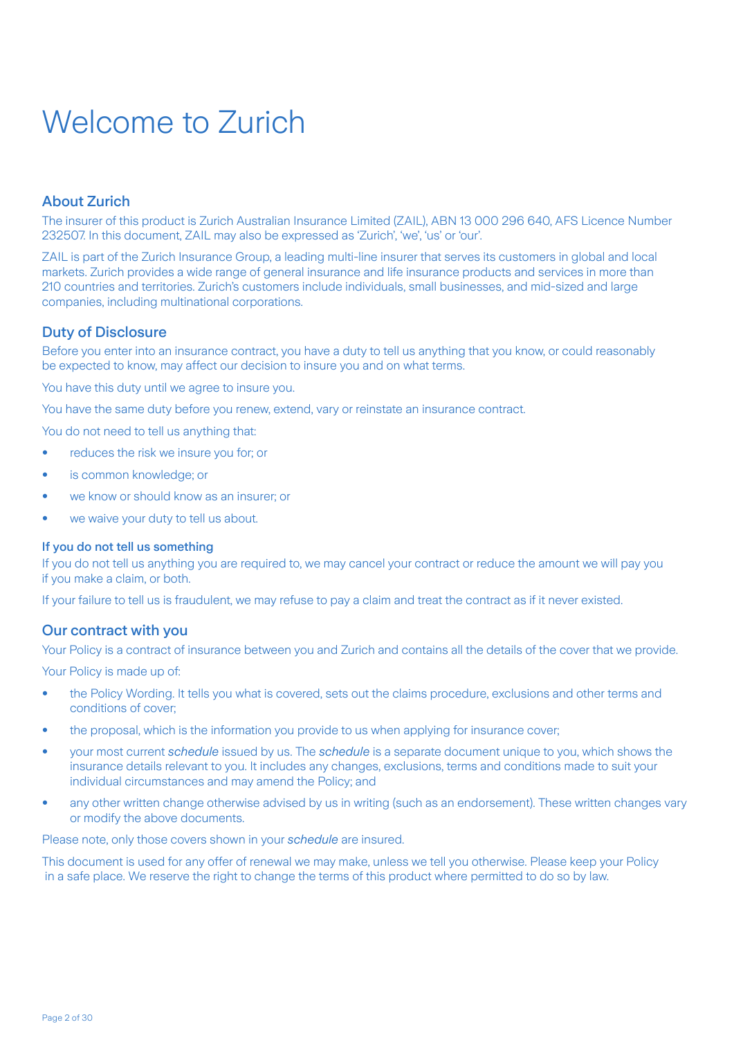# Welcome to Zurich

## About Zurich

The insurer of this product is Zurich Australian Insurance Limited (ZAIL), ABN 13 000 296 640, AFS Licence Number 232507. In this document, ZAIL may also be expressed as 'Zurich', 'we', 'us' or 'our'.

ZAIL is part of the Zurich Insurance Group, a leading multi-line insurer that serves its customers in global and local markets. Zurich provides a wide range of general insurance and life insurance products and services in more than 210 countries and territories. Zurich's customers include individuals, small businesses, and mid-sized and large companies, including multinational corporations.

## Duty of Disclosure

Before you enter into an insurance contract, you have a duty to tell us anything that you know, or could reasonably be expected to know, may affect our decision to insure you and on what terms.

You have this duty until we agree to insure you.

You have the same duty before you renew, extend, vary or reinstate an insurance contract.

You do not need to tell us anything that:

- reduces the risk we insure you for; or
- is common knowledge; or
- we know or should know as an insurer; or
- we waive your duty to tell us about.

### If you do not tell us something

If you do not tell us anything you are required to, we may cancel your contract or reduce the amount we will pay you if you make a claim, or both.

If your failure to tell us is fraudulent, we may refuse to pay a claim and treat the contract as if it never existed.

## Our contract with you

Your Policy is a contract of insurance between you and Zurich and contains all the details of the cover that we provide.

Your Policy is made up of:

- the Policy Wording. It tells you what is covered, sets out the claims procedure, exclusions and other terms and conditions of cover;
- the proposal, which is the information you provide to us when applying for insurance cover;
- your most current *schedule* issued by us. The *schedule* is a separate document unique to you, which shows the insurance details relevant to you. It includes any changes, exclusions, terms and conditions made to suit your individual circumstances and may amend the Policy; and
- any other written change otherwise advised by us in writing (such as an endorsement). These written changes vary or modify the above documents.

Please note, only those covers shown in your *schedule* are insured.

This document is used for any offer of renewal we may make, unless we tell you otherwise. Please keep your Policy in a safe place. We reserve the right to change the terms of this product where permitted to do so by law.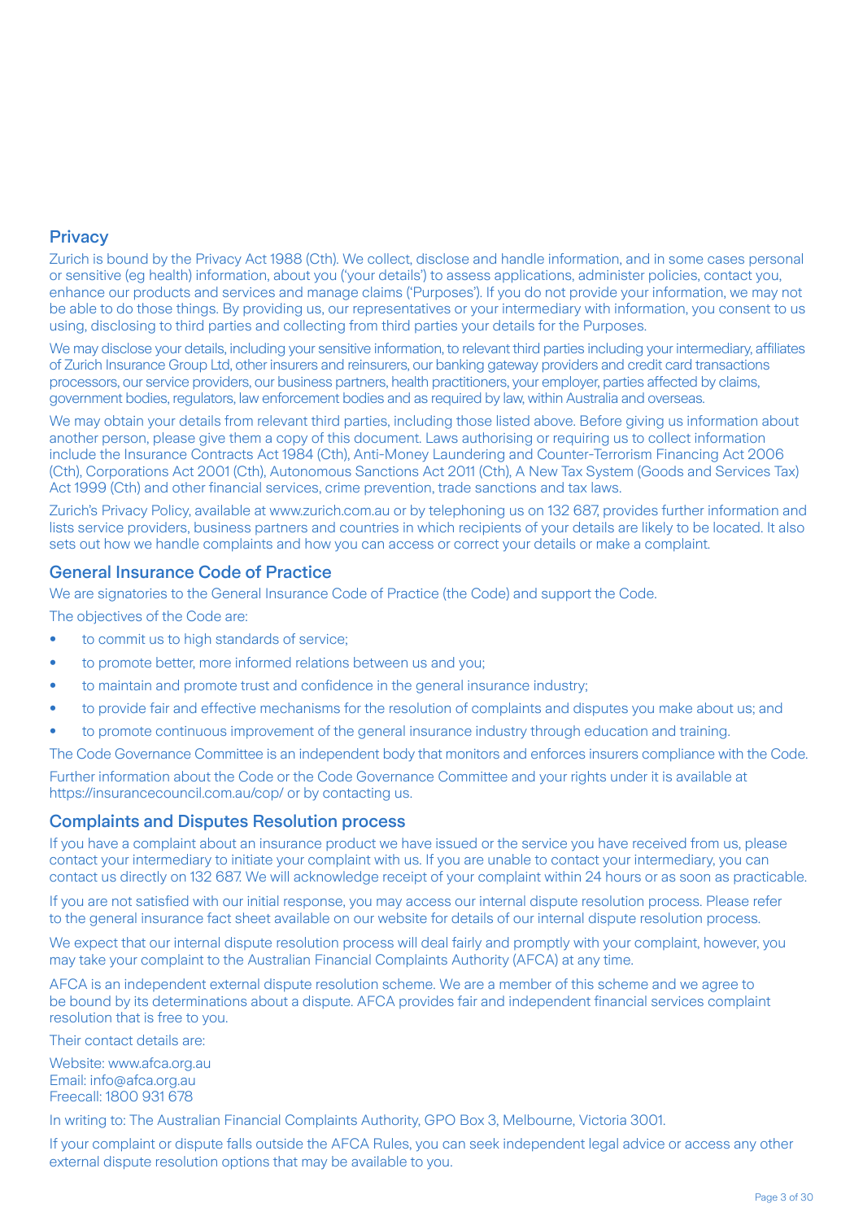## Privacy

Zurich is bound by the Privacy Act 1988 (Cth). We collect, disclose and handle information, and in some cases personal or sensitive (eg health) information, about you ('your details') to assess applications, administer policies, contact you, enhance our products and services and manage claims ('Purposes'). If you do not provide your information, we may not be able to do those things. By providing us, our representatives or your intermediary with information, you consent to us using, disclosing to third parties and collecting from third parties your details for the Purposes.

We may disclose your details, including your sensitive information, to relevant third parties including your intermediary, affiliates of Zurich Insurance Group Ltd, other insurers and reinsurers, our banking gateway providers and credit card transactions processors, our service providers, our business partners, health practitioners, your employer, parties affected by claims, government bodies, regulators, law enforcement bodies and as required by law, within Australia and overseas.

We may obtain your details from relevant third parties, including those listed above. Before giving us information about another person, please give them a copy of this document. Laws authorising or requiring us to collect information include the Insurance Contracts Act 1984 (Cth), Anti-Money Laundering and Counter-Terrorism Financing Act 2006 (Cth), Corporations Act 2001 (Cth), Autonomous Sanctions Act 2011 (Cth), A New Tax System (Goods and Services Tax) Act 1999 (Cth) and other financial services, crime prevention, trade sanctions and tax laws.

Zurich's Privacy Policy, available at www.zurich.com.au or by telephoning us on 132 687, provides further information and lists service providers, business partners and countries in which recipients of your details are likely to be located. It also sets out how we handle complaints and how you can access or correct your details or make a complaint.

## General Insurance Code of Practice

We are signatories to the General Insurance Code of Practice (the Code) and support the Code.

The objectives of the Code are:

- to commit us to high standards of service;
- to promote better, more informed relations between us and you;
- to maintain and promote trust and confidence in the general insurance industry;
- to provide fair and effective mechanisms for the resolution of complaints and disputes you make about us; and
- to promote continuous improvement of the general insurance industry through education and training.

The Code Governance Committee is an independent body that monitors and enforces insurers compliance with the Code.

Further information about the Code or the Code Governance Committee and your rights under it is available at https://insurancecouncil.com.au/cop/ or by contacting us.

## Complaints and Disputes Resolution process

If you have a complaint about an insurance product we have issued or the service you have received from us, please contact your intermediary to initiate your complaint with us. If you are unable to contact your intermediary, you can contact us directly on 132 687. We will acknowledge receipt of your complaint within 24 hours or as soon as practicable.

If you are not satisfied with our initial response, you may access our internal dispute resolution process. Please refer to the general insurance fact sheet available on our website for details of our internal dispute resolution process.

We expect that our internal dispute resolution process will deal fairly and promptly with your complaint, however, you may take your complaint to the Australian Financial Complaints Authority (AFCA) at any time.

AFCA is an independent external dispute resolution scheme. We are a member of this scheme and we agree to be bound by its determinations about a dispute. AFCA provides fair and independent financial services complaint resolution that is free to you.

Their contact details are:

Website: www.afca.org.au
Email: info@afca.org.au
Freecall: 1800 931 678

In writing to: The Australian Financial Complaints Authority, GPO Box 3, Melbourne, Victoria 3001.

If your complaint or dispute falls outside the AFCA Rules, you can seek independent legal advice or access any other external dispute resolution options that may be available to you.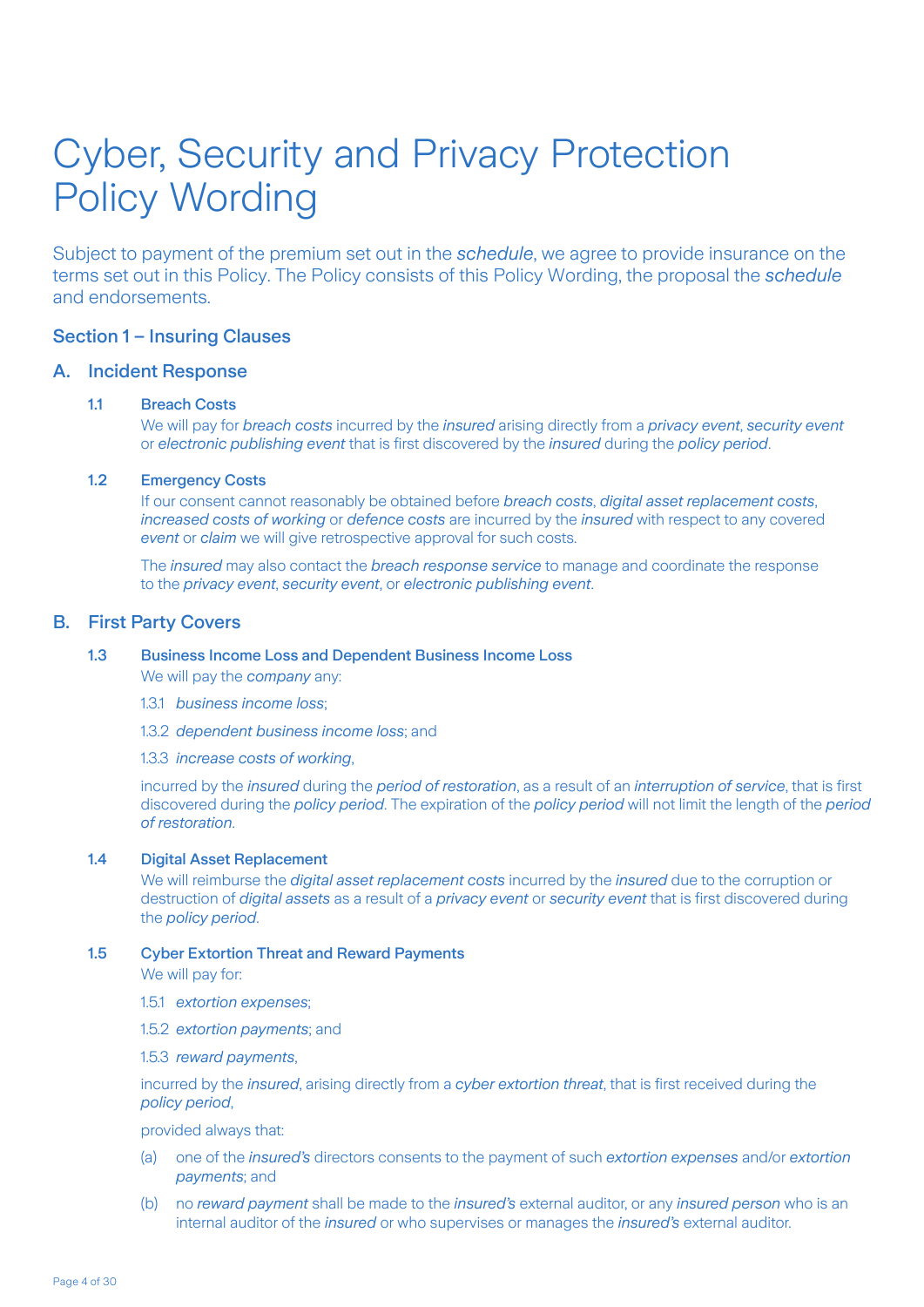# Cyber, Security and Privacy Protection Policy Wording

Subject to payment of the premium set out in the *schedule*, we agree to provide insurance on the terms set out in this Policy. The Policy consists of this Policy Wording, the proposal the *schedule* and endorsements.

## Section 1 – Insuring Clauses

### A. Incident Response

**1.1 Breach Costs**

We will pay for *breach costs* incurred by the *insured* arising directly from a *privacy event*, *security event* or *electronic publishing event* that is first discovered by the *insured* during the *policy period*.

**1.2 Emergency Costs**

If our consent cannot reasonably be obtained before *breach costs*, *digital asset replacement costs*, *increased costs of working* or *defence costs* are incurred by the *insured* with respect to any covered *event* or *claim* we will give retrospective approval for such costs.

The *insured* may also contact the *breach response service* to manage and coordinate the response to the *privacy event*, *security event*, or *electronic publishing event*.

### B. First Party Covers

**1.3 Business Income Loss and Dependent Business Income Loss**

We will pay the *company* any:

1.3.1 *business income loss*;

1.3.2 *dependent business income loss*; and

1.3.3 *increase costs of working*,

incurred by the *insured* during the *period of restoration*, as a result of an *interruption of service*, that is first discovered during the *policy period*. The expiration of the *policy period* will not limit the length of the *period of restoration*.

**1.4 Digital Asset Replacement**

We will reimburse the *digital asset replacement costs* incurred by the *insured* due to the corruption or destruction of *digital assets* as a result of a *privacy event* or *security event* that is first discovered during the *policy period*.

**1.5 Cyber Extortion Threat and Reward Payments**

We will pay for:

1.5.1 *extortion expenses*;

1.5.2 *extortion payments*; and

1.5.3 *reward payments*,

incurred by the *insured*, arising directly from a *cyber extortion threat*, that is first received during the *policy period*,

provided always that:

(a) one of the *insured's* directors consents to the payment of such *extortion expenses* and/or *extortion payments*; and

(b) no *reward payment* shall be made to the *insured's* external auditor, or any *insured person* who is an internal auditor of the *insured* or who supervises or manages the *insured's* external auditor.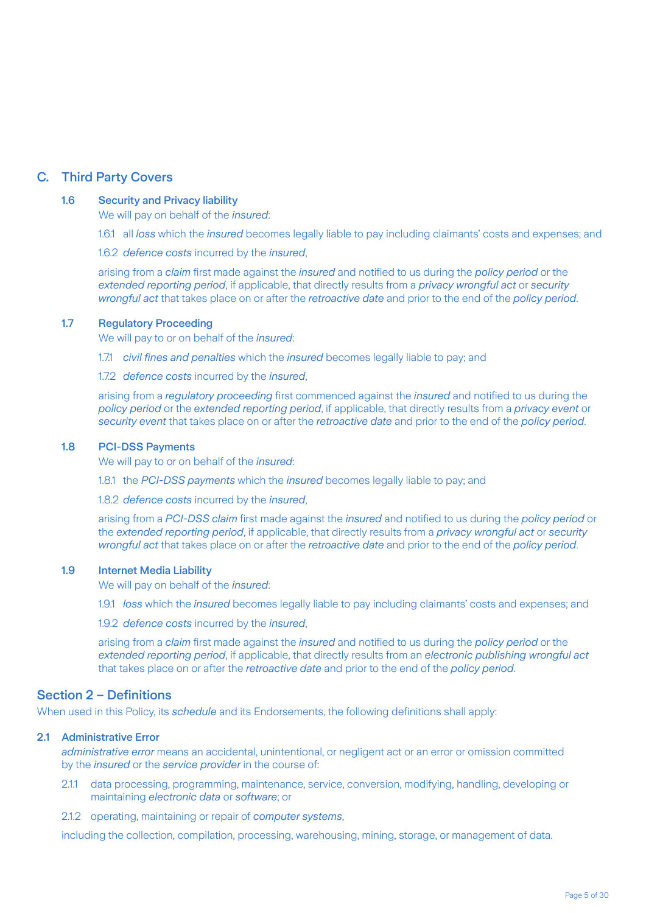## C. Third Party Covers

### 1.6 Security and Privacy liability

We will pay on behalf of the *insured*:

1.6.1 all *loss* which the *insured* becomes legally liable to pay including claimants' costs and expenses; and

1.6.2 *defence costs* incurred by the *insured*,

arising from a *claim* first made against the *insured* and notified to us during the *policy period* or the *extended reporting period*, if applicable, that directly results from a *privacy wrongful act* or *security wrongful act* that takes place on or after the *retroactive date* and prior to the end of the *policy period*.

### 1.7 Regulatory Proceeding

We will pay to or on behalf of the *insured*:

1.7.1 *civil fines and penalties* which the *insured* becomes legally liable to pay; and

1.7.2 *defence costs* incurred by the *insured*,

arising from a *regulatory proceeding* first commenced against the *insured* and notified to us during the *policy period* or the *extended reporting period*, if applicable, that directly results from a *privacy event* or *security event* that takes place on or after the *retroactive date* and prior to the end of the *policy period*.

### 1.8 PCI-DSS Payments

We will pay to or on behalf of the *insured*:

1.8.1 the *PCI-DSS payments* which the *insured* becomes legally liable to pay; and

1.8.2 *defence costs* incurred by the *insured*,

arising from a *PCI-DSS claim* first made against the *insured* and notified to us during the *policy period* or the *extended reporting period*, if applicable, that directly results from a *privacy wrongful act* or *security wrongful act* that takes place on or after the *retroactive date* and prior to the end of the *policy period*.

### 1.9 Internet Media Liability

We will pay on behalf of the *insured*:

1.9.1 *loss* which the *insured* becomes legally liable to pay including claimants' costs and expenses; and

1.9.2 *defence costs* incurred by the *insured*,

arising from a *claim* first made against the *insured* and notified to us during the *policy period* or the *extended reporting period*, if applicable, that directly results from an *electronic publishing wrongful act* that takes place on or after the *retroactive date* and prior to the end of the *policy period*.

## Section 2 – Definitions

When used in this Policy, its *schedule* and its Endorsements, the following definitions shall apply:

### 2.1 Administrative Error

*administrative error* means an accidental, unintentional, or negligent act or an error or omission committed by the *insured* or the *service provider* in the course of:

2.1.1 data processing, programming, maintenance, service, conversion, modifying, handling, developing or maintaining *electronic data* or *software*; or

2.1.2 operating, maintaining or repair of *computer systems*,

including the collection, compilation, processing, warehousing, mining, storage, or management of data.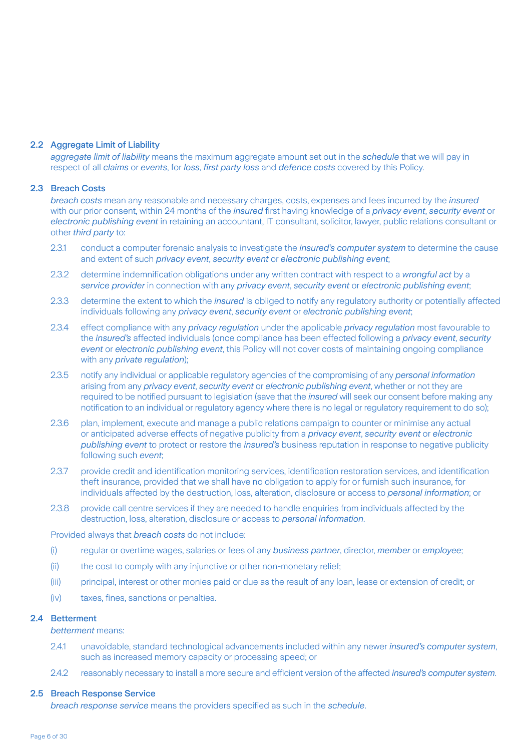### 2.2 Aggregate Limit of Liability

*aggregate limit of liability* means the maximum aggregate amount set out in the *schedule* that we will pay in respect of all *claims* or *events*, for *loss*, *first party loss* and *defence costs* covered by this Policy.

### 2.3 Breach Costs

*breach costs* mean any reasonable and necessary charges, costs, expenses and fees incurred by the *insured* with our prior consent, within 24 months of the *insured* first having knowledge of a *privacy event*, *security event* or *electronic publishing event* in retaining an accountant, IT consultant, solicitor, lawyer, public relations consultant or other *third party* to:

2.3.1 conduct a computer forensic analysis to investigate the *insured's computer system* to determine the cause and extent of such *privacy event*, *security event* or *electronic publishing event*;

2.3.2 determine indemnification obligations under any written contract with respect to a *wrongful act* by a *service provider* in connection with any *privacy event*, *security event* or *electronic publishing event*;

2.3.3 determine the extent to which the *insured* is obliged to notify any regulatory authority or potentially affected individuals following any *privacy event*, *security event* or *electronic publishing event*;

2.3.4 effect compliance with any *privacy regulation* under the applicable *privacy regulation* most favourable to the *insured's* affected individuals (once compliance has been effected following a *privacy event*, *security event* or *electronic publishing event*, this Policy will not cover costs of maintaining ongoing compliance with any *private regulation*);

2.3.5 notify any individual or applicable regulatory agencies of the compromising of any *personal information* arising from any *privacy event*, *security event* or *electronic publishing event*, whether or not they are required to be notified pursuant to legislation (save that the *insured* will seek our consent before making any notification to an individual or regulatory agency where there is no legal or regulatory requirement to do so);

2.3.6 plan, implement, execute and manage a public relations campaign to counter or minimise any actual or anticipated adverse effects of negative publicity from a *privacy event*, *security event* or *electronic publishing event* to protect or restore the *insured's* business reputation in response to negative publicity following such *event*;

2.3.7 provide credit and identification monitoring services, identification restoration services, and identification theft insurance, provided that we shall have no obligation to apply for or furnish such insurance, for individuals affected by the destruction, loss, alteration, disclosure or access to *personal information*; or

2.3.8 provide call centre services if they are needed to handle enquiries from individuals affected by the destruction, loss, alteration, disclosure or access to *personal information*.

Provided always that *breach costs* do not include:

(i) regular or overtime wages, salaries or fees of any *business partner*, director, *member* or *employee*;

(ii) the cost to comply with any injunctive or other non-monetary relief;

(iii) principal, interest or other monies paid or due as the result of any loan, lease or extension of credit; or

(iv) taxes, fines, sanctions or penalties.

### 2.4 Betterment

*betterment* means:

2.4.1 unavoidable, standard technological advancements included within any newer *insured's computer system*, such as increased memory capacity or processing speed; or

2.4.2 reasonably necessary to install a more secure and efficient version of the affected *insured's computer system*.

### 2.5 Breach Response Service

*breach response service* means the providers specified as such in the *schedule*.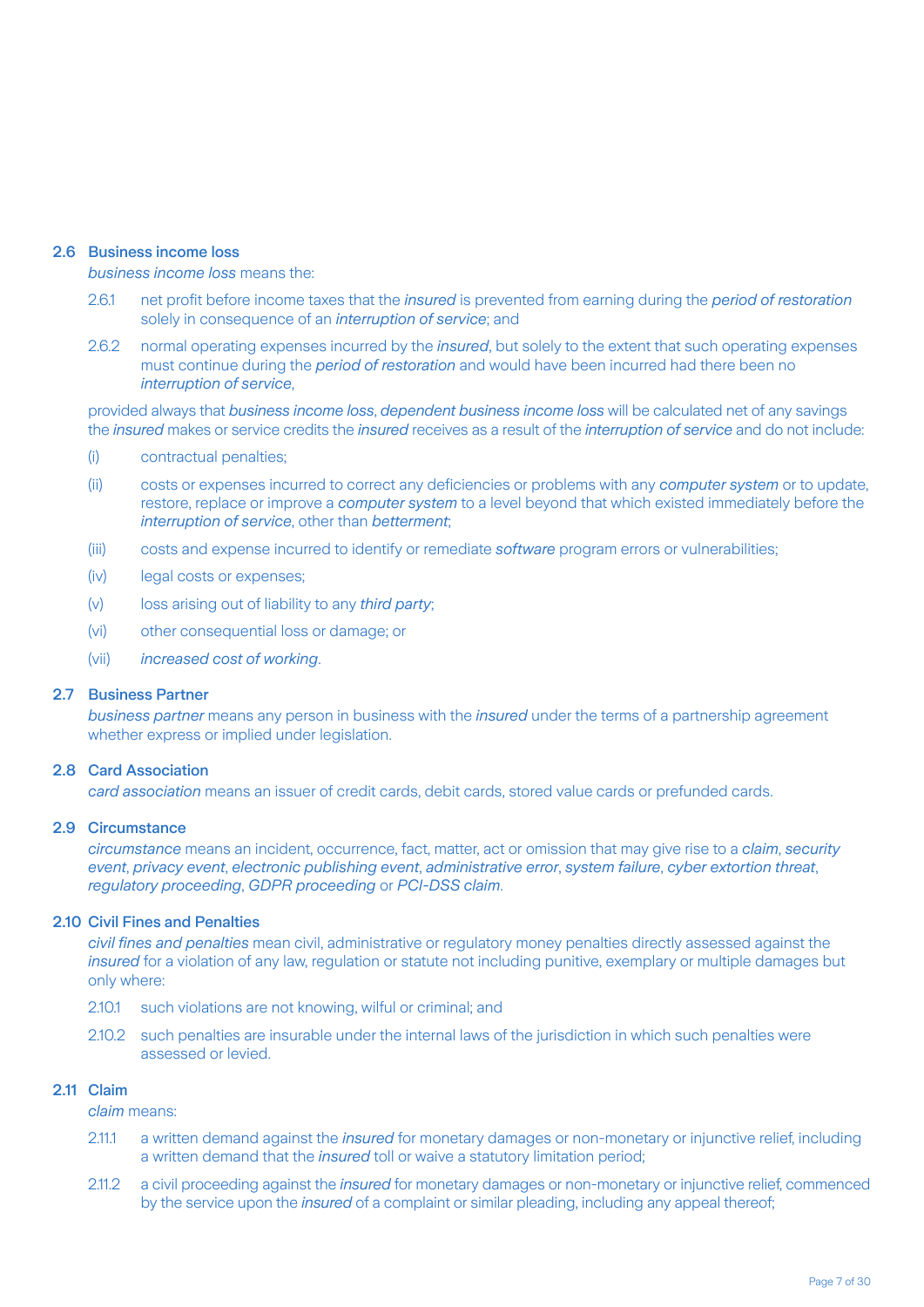### 2.6 Business income loss

*business income loss* means the:

2.6.1 net profit before income taxes that the *insured* is prevented from earning during the *period of restoration* solely in consequence of an *interruption of service*; and

2.6.2 normal operating expenses incurred by the *insured*, but solely to the extent that such operating expenses must continue during the *period of restoration* and would have been incurred had there been no *interruption of service*,

provided always that *business income loss*, *dependent business income loss* will be calculated net of any savings the *insured* makes or service credits the *insured* receives as a result of the *interruption of service* and do not include:

(i) contractual penalties;

(ii) costs or expenses incurred to correct any deficiencies or problems with any *computer system* or to update, restore, replace or improve a *computer system* to a level beyond that which existed immediately before the *interruption of service*, other than *betterment*;

(iii) costs and expense incurred to identify or remediate *software* program errors or vulnerabilities;

(iv) legal costs or expenses;

(v) loss arising out of liability to any *third party*;

(vi) other consequential loss or damage; or

(vii) *increased cost of working*.

### 2.7 Business Partner

*business partner* means any person in business with the *insured* under the terms of a partnership agreement whether express or implied under legislation.

### 2.8 Card Association

*card association* means an issuer of credit cards, debit cards, stored value cards or prefunded cards.

### 2.9 Circumstance

*circumstance* means an incident, occurrence, fact, matter, act or omission that may give rise to a *claim*, *security event*, *privacy event*, *electronic publishing event*, *administrative error*, *system failure*, *cyber extortion threat*, *regulatory proceeding*, *GDPR proceeding* or *PCI-DSS claim*.

### 2.10 Civil Fines and Penalties

*civil fines and penalties* mean civil, administrative or regulatory money penalties directly assessed against the *insured* for a violation of any law, regulation or statute not including punitive, exemplary or multiple damages but only where:

2.10.1 such violations are not knowing, wilful or criminal; and

2.10.2 such penalties are insurable under the internal laws of the jurisdiction in which such penalties were assessed or levied.

### 2.11 Claim

*claim* means:

2.11.1 a written demand against the *insured* for monetary damages or non-monetary or injunctive relief, including a written demand that the *insured* toll or waive a statutory limitation period;

2.11.2 a civil proceeding against the *insured* for monetary damages or non-monetary or injunctive relief, commenced by the service upon the *insured* of a complaint or similar pleading, including any appeal thereof;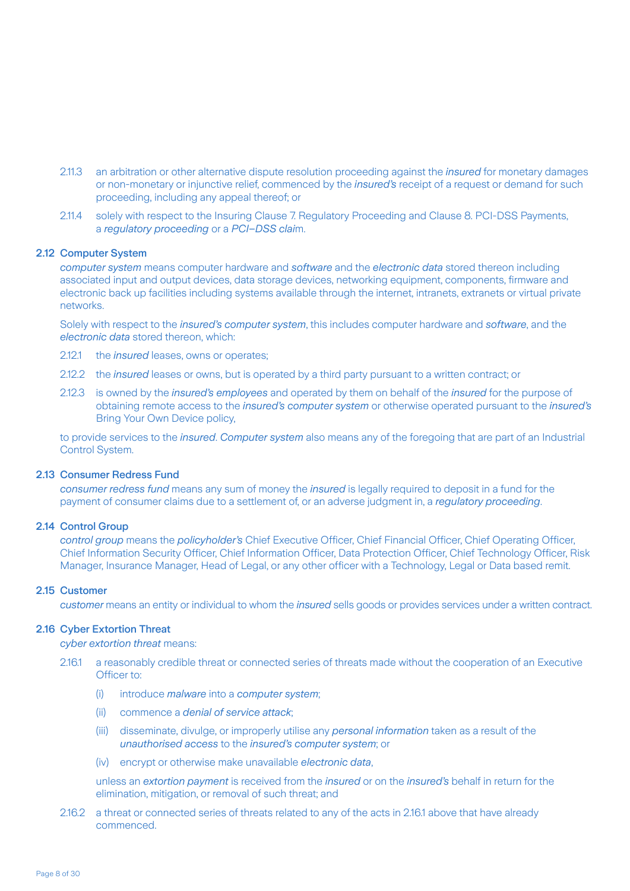2.11.3 an arbitration or other alternative dispute resolution proceeding against the *insured* for monetary damages or non-monetary or injunctive relief, commenced by the *insured's* receipt of a request or demand for such proceeding, including any appeal thereof; or

2.11.4 solely with respect to the Insuring Clause 7. Regulatory Proceeding and Clause 8. PCI-DSS Payments, a *regulatory proceeding* or a *PCI–DSS claim*.

### 2.12 Computer System

*computer system* means computer hardware and *software* and the *electronic data* stored thereon including associated input and output devices, data storage devices, networking equipment, components, firmware and electronic back up facilities including systems available through the internet, intranets, extranets or virtual private networks.

Solely with respect to the *insured's computer system*, this includes computer hardware and *software*, and the *electronic data* stored thereon, which:

2.12.1 the *insured* leases, owns or operates;

2.12.2 the *insured* leases or owns, but is operated by a third party pursuant to a written contract; or

2.12.3 is owned by the *insured's employees* and operated by them on behalf of the *insured* for the purpose of obtaining remote access to the *insured's computer system* or otherwise operated pursuant to the *insured's* Bring Your Own Device policy,

to provide services to the *insured*. *Computer system* also means any of the foregoing that are part of an Industrial Control System.

### 2.13 Consumer Redress Fund

*consumer redress fund* means any sum of money the *insured* is legally required to deposit in a fund for the payment of consumer claims due to a settlement of, or an adverse judgment in, a *regulatory proceeding*.

### 2.14 Control Group

*control group* means the *policyholder's* Chief Executive Officer, Chief Financial Officer, Chief Operating Officer, Chief Information Security Officer, Chief Information Officer, Data Protection Officer, Chief Technology Officer, Risk Manager, Insurance Manager, Head of Legal, or any other officer with a Technology, Legal or Data based remit.

### 2.15 Customer

*customer* means an entity or individual to whom the *insured* sells goods or provides services under a written contract.

### 2.16 Cyber Extortion Threat

*cyber extortion threat* means:

2.16.1 a reasonably credible threat or connected series of threats made without the cooperation of an Executive Officer to:

(i) introduce *malware* into a *computer system*;

(ii) commence a *denial of service attack*;

(iii) disseminate, divulge, or improperly utilise any *personal information* taken as a result of the *unauthorised access* to the *insured's computer system*; or

(iv) encrypt or otherwise make unavailable *electronic data*,

unless an *extortion payment* is received from the *insured* or on the *insured's* behalf in return for the elimination, mitigation, or removal of such threat; and

2.16.2 a threat or connected series of threats related to any of the acts in 2.16.1 above that have already commenced.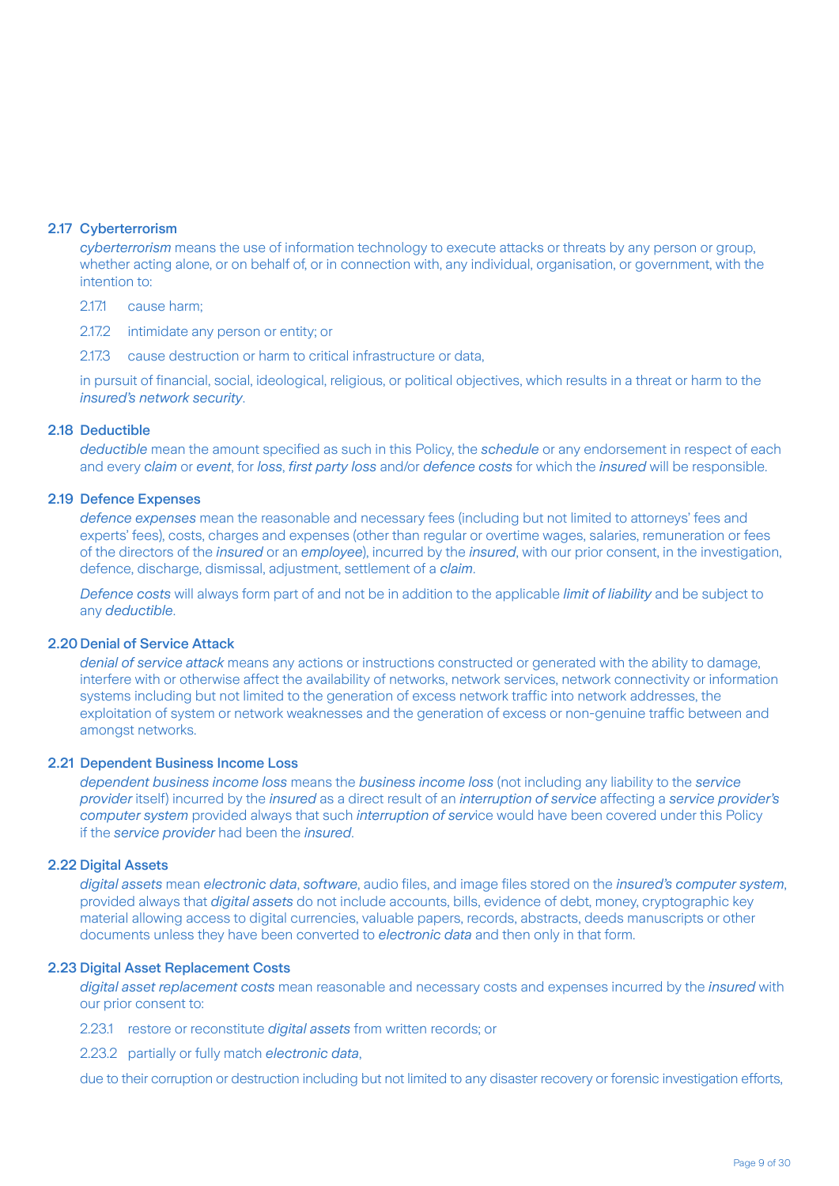### 2.17 Cyberterrorism

*cyberterrorism* means the use of information technology to execute attacks or threats by any person or group, whether acting alone, or on behalf of, or in connection with, any individual, organisation, or government, with the intention to:

2.17.1 cause harm;

2.17.2 intimidate any person or entity; or

2.17.3 cause destruction or harm to critical infrastructure or data,

in pursuit of financial, social, ideological, religious, or political objectives, which results in a threat or harm to the *insured's network security*.

### 2.18 Deductible

*deductible* mean the amount specified as such in this Policy, the *schedule* or any endorsement in respect of each and every *claim* or *event*, for *loss*, *first party loss* and/or *defence costs* for which the *insured* will be responsible.

### 2.19 Defence Expenses

*defence expenses* mean the reasonable and necessary fees (including but not limited to attorneys' fees and experts' fees), costs, charges and expenses (other than regular or overtime wages, salaries, remuneration or fees of the directors of the *insured* or an *employee*), incurred by the *insured*, with our prior consent, in the investigation, defence, discharge, dismissal, adjustment, settlement of a *claim*.

*Defence costs* will always form part of and not be in addition to the applicable *limit of liability* and be subject to any *deductible*.

### 2.20 Denial of Service Attack

*denial of service attack* means any actions or instructions constructed or generated with the ability to damage, interfere with or otherwise affect the availability of networks, network services, network connectivity or information systems including but not limited to the generation of excess network traffic into network addresses, the exploitation of system or network weaknesses and the generation of excess or non-genuine traffic between and amongst networks.

### 2.21 Dependent Business Income Loss

*dependent business income loss* means the *business income loss* (not including any liability to the *service provider* itself) incurred by the *insured* as a direct result of an *interruption of service* affecting a *service provider's computer system* provided always that such *interruption of service* would have been covered under this Policy if the *service provider* had been the *insured*.

### 2.22 Digital Assets

*digital assets* mean *electronic data*, *software*, audio files, and image files stored on the *insured's computer system*, provided always that *digital assets* do not include accounts, bills, evidence of debt, money, cryptographic key material allowing access to digital currencies, valuable papers, records, abstracts, deeds manuscripts or other documents unless they have been converted to *electronic data* and then only in that form.

### 2.23 Digital Asset Replacement Costs

*digital asset replacement costs* mean reasonable and necessary costs and expenses incurred by the *insured* with our prior consent to:

2.23.1 restore or reconstitute *digital assets* from written records; or

2.23.2 partially or fully match *electronic data*,

due to their corruption or destruction including but not limited to any disaster recovery or forensic investigation efforts,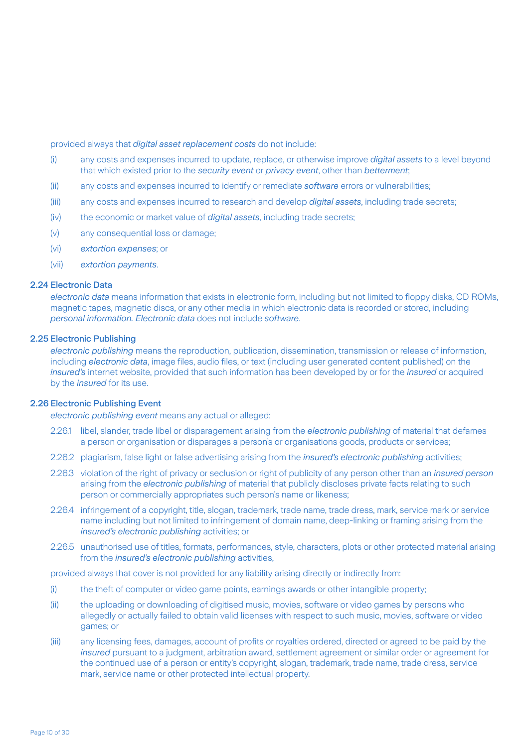provided always that *digital asset replacement costs* do not include:

(i) any costs and expenses incurred to update, replace, or otherwise improve *digital assets* to a level beyond that which existed prior to the *security event* or *privacy event*, other than *betterment*;

(ii) any costs and expenses incurred to identify or remediate *software* errors or vulnerabilities;

(iii) any costs and expenses incurred to research and develop *digital assets*, including trade secrets;

(iv) the economic or market value of *digital assets*, including trade secrets;

(v) any consequential loss or damage;

(vi) *extortion expenses*; or

(vii) *extortion payments*.

### 2.24 Electronic Data

*electronic data* means information that exists in electronic form, including but not limited to floppy disks, CD ROMs, magnetic tapes, magnetic discs, or any other media in which electronic data is recorded or stored, including *personal information*. *Electronic data* does not include *software*.

### 2.25 Electronic Publishing

*electronic publishing* means the reproduction, publication, dissemination, transmission or release of information, including *electronic data*, image files, audio files, or text (including user generated content published) on the *insured's* internet website, provided that such information has been developed by or for the *insured* or acquired by the *insured* for its use.

### 2.26 Electronic Publishing Event

*electronic publishing event* means any actual or alleged:

2.26.1 libel, slander, trade libel or disparagement arising from the *electronic publishing* of material that defames a person or organisation or disparages a person's or organisations goods, products or services;

2.26.2 plagiarism, false light or false advertising arising from the *insured's electronic publishing* activities;

2.26.3 violation of the right of privacy or seclusion or right of publicity of any person other than an *insured person* arising from the *electronic publishing* of material that publicly discloses private facts relating to such person or commercially appropriates such person's name or likeness;

2.26.4 infringement of a copyright, title, slogan, trademark, trade name, trade dress, mark, service mark or service name including but not limited to infringement of domain name, deep-linking or framing arising from the *insured's electronic publishing* activities; or

2.26.5 unauthorised use of titles, formats, performances, style, characters, plots or other protected material arising from the *insured's electronic publishing* activities,

provided always that cover is not provided for any liability arising directly or indirectly from:

(i) the theft of computer or video game points, earnings awards or other intangible property;

(ii) the uploading or downloading of digitised music, movies, software or video games by persons who allegedly or actually failed to obtain valid licenses with respect to such music, movies, software or video games; or

(iii) any licensing fees, damages, account of profits or royalties ordered, directed or agreed to be paid by the *insured* pursuant to a judgment, arbitration award, settlement agreement or similar order or agreement for the continued use of a person or entity's copyright, slogan, trademark, trade name, trade dress, service mark, service name or other protected intellectual property.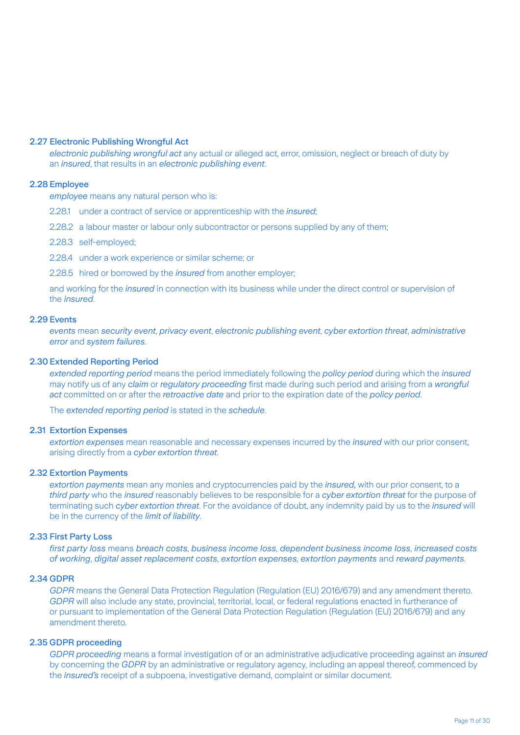### 2.27 Electronic Publishing Wrongful Act

*electronic publishing wrongful act* any actual or alleged act, error, omission, neglect or breach of duty by an *insured*, that results in an *electronic publishing event*.

### 2.28 Employee

*employee* means any natural person who is:

2.28.1 under a contract of service or apprenticeship with the *insured*;

2.28.2 a labour master or labour only subcontractor or persons supplied by any of them;

2.28.3 self-employed;

2.28.4 under a work experience or similar scheme; or

2.28.5 hired or borrowed by the *insured* from another employer;

and working for the *insured* in connection with its business while under the direct control or supervision of the *insured*.

### 2.29 Events

*events* mean *security event*, *privacy event*, *electronic publishing event*, *cyber extortion threat*, *administrative error* and *system failures*.

### 2.30 Extended Reporting Period

*extended reporting period* means the period immediately following the *policy period* during which the *insured* may notify us of any *claim* or *regulatory proceeding* first made during such period and arising from a *wrongful act* committed on or after the *retroactive date* and prior to the expiration date of the *policy period*.

The *extended reporting period* is stated in the *schedule*.

### 2.31 Extortion Expenses

*extortion expenses* mean reasonable and necessary expenses incurred by the *insured* with our prior consent, arising directly from a *cyber extortion threat*.

### 2.32 Extortion Payments

*extortion payments* mean any monies and cryptocurrencies paid by the *insured*, with our prior consent, to a *third party* who the *insured* reasonably believes to be responsible for a *cyber extortion threat* for the purpose of terminating such *cyber extortion threat*. For the avoidance of doubt, any indemnity paid by us to the *insured* will be in the currency of the *limit of liability*.

### 2.33 First Party Loss

*first party loss* means *breach costs*, *business income loss*, *dependent business income loss*, *increased costs of working*, *digital asset replacement costs*, *extortion expenses*, *extortion payments* and *reward payments*.

### 2.34 GDPR

*GDPR* means the General Data Protection Regulation (Regulation (EU) 2016/679) and any amendment thereto. *GDPR* will also include any state, provincial, territorial, local, or federal regulations enacted in furtherance of or pursuant to implementation of the General Data Protection Regulation (Regulation (EU) 2016/679) and any amendment thereto.

### 2.35 GDPR proceeding

*GDPR proceeding* means a formal investigation of or an administrative adjudicative proceeding against an *insured* by concerning the *GDPR* by an administrative or regulatory agency, including an appeal thereof, commenced by the *insured's* receipt of a subpoena, investigative demand, complaint or similar document.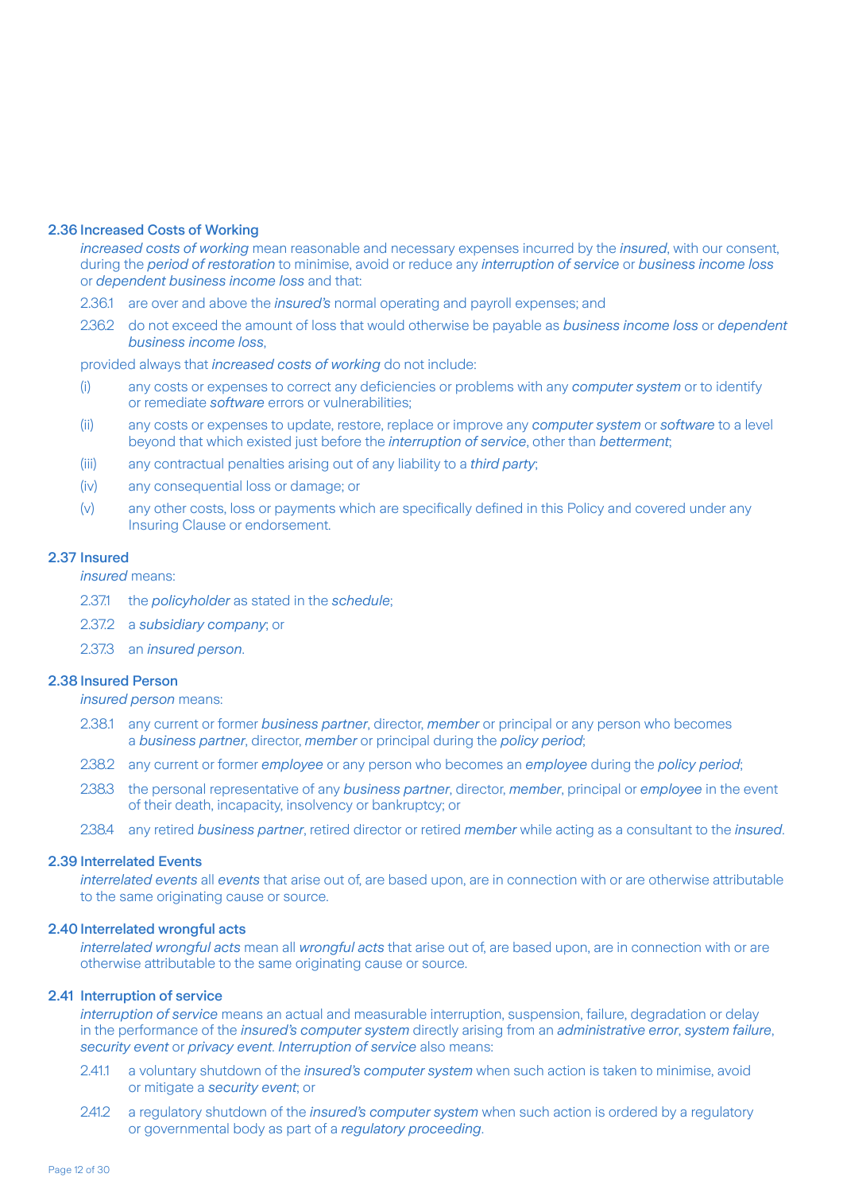### 2.36 Increased Costs of Working

*increased costs of working* mean reasonable and necessary expenses incurred by the *insured*, with our consent, during the *period of restoration* to minimise, avoid or reduce any *interruption of service* or *business income loss* or *dependent business income loss* and that:

2.36.1 are over and above the *insured's* normal operating and payroll expenses; and

2.36.2 do not exceed the amount of loss that would otherwise be payable as *business income loss* or *dependent business income loss*,

provided always that *increased costs of working* do not include:

(i) any costs or expenses to correct any deficiencies or problems with any *computer system* or to identify or remediate *software* errors or vulnerabilities;

(ii) any costs or expenses to update, restore, replace or improve any *computer system* or *software* to a level beyond that which existed just before the *interruption of service*, other than *betterment*;

(iii) any contractual penalties arising out of any liability to a *third party*;

(iv) any consequential loss or damage; or

(v) any other costs, loss or payments which are specifically defined in this Policy and covered under any Insuring Clause or endorsement.

### 2.37 Insured

*insured* means:

2.37.1 the *policyholder* as stated in the *schedule*;

2.37.2 a *subsidiary company*; or

2.37.3 an *insured person*.

### 2.38 Insured Person

*insured person* means:

2.38.1 any current or former *business partner*, director, *member* or principal or any person who becomes a *business partner*, director, *member* or principal during the *policy period*;

2.38.2 any current or former *employee* or any person who becomes an *employee* during the *policy period*;

2.38.3 the personal representative of any *business partner*, director, *member*, principal or *employee* in the event of their death, incapacity, insolvency or bankruptcy; or

2.38.4 any retired *business partner*, retired director or retired *member* while acting as a consultant to the *insured*.

### 2.39 Interrelated Events

*interrelated events* all *events* that arise out of, are based upon, are in connection with or are otherwise attributable to the same originating cause or source.

### 2.40 Interrelated wrongful acts

*interrelated wrongful acts* mean all *wrongful acts* that arise out of, are based upon, are in connection with or are otherwise attributable to the same originating cause or source.

### 2.41 Interruption of service

*interruption of service* means an actual and measurable interruption, suspension, failure, degradation or delay in the performance of the *insured's computer system* directly arising from an *administrative error*, *system failure*, *security event* or *privacy event*. *Interruption of service* also means:

2.41.1 a voluntary shutdown of the *insured's computer system* when such action is taken to minimise, avoid or mitigate a *security event*; or

2.41.2 a regulatory shutdown of the *insured's computer system* when such action is ordered by a regulatory or governmental body as part of a *regulatory proceeding*.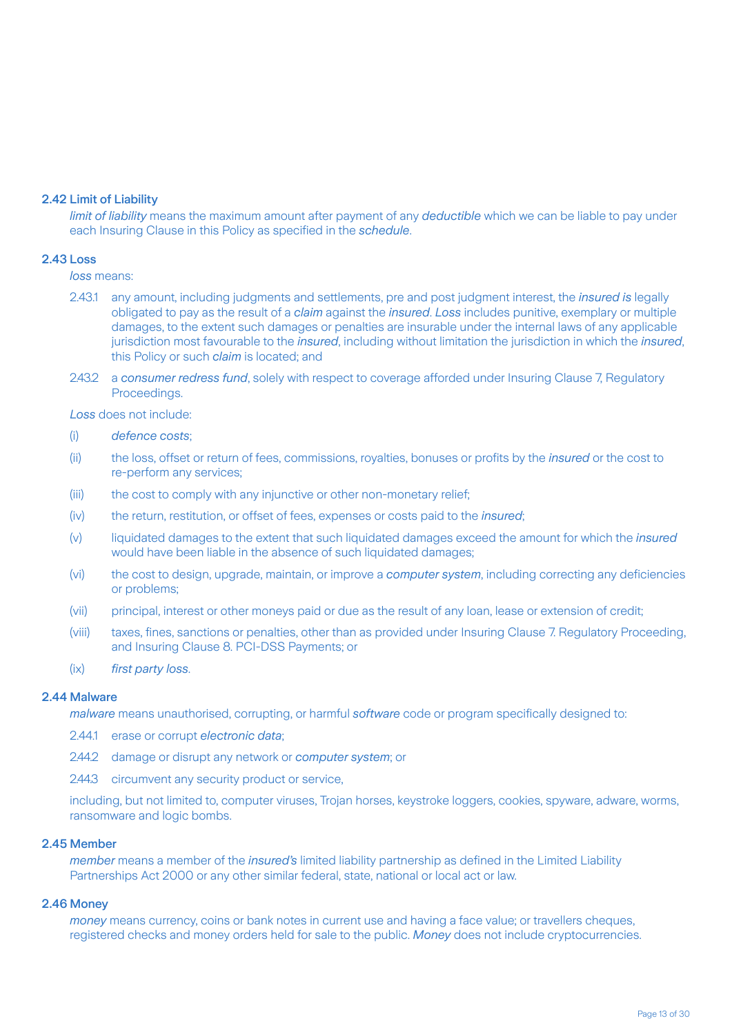### 2.42 Limit of Liability

*limit of liability* means the maximum amount after payment of any *deductible* which we can be liable to pay under each Insuring Clause in this Policy as specified in the *schedule*.

### 2.43 Loss

*loss* means:

2.43.1 any amount, including judgments and settlements, pre and post judgment interest, the *insured is* legally obligated to pay as the result of a *claim* against the *insured*. *Loss* includes punitive, exemplary or multiple damages, to the extent such damages or penalties are insurable under the internal laws of any applicable jurisdiction most favourable to the *insured*, including without limitation the jurisdiction in which the *insured*, this Policy or such *claim* is located; and

2.43.2 a *consumer redress fund*, solely with respect to coverage afforded under Insuring Clause 7, Regulatory Proceedings.

*Loss* does not include:

(i) *defence costs*;

(ii) the loss, offset or return of fees, commissions, royalties, bonuses or profits by the *insured* or the cost to re-perform any services;

(iii) the cost to comply with any injunctive or other non-monetary relief;

(iv) the return, restitution, or offset of fees, expenses or costs paid to the *insured*;

(v) liquidated damages to the extent that such liquidated damages exceed the amount for which the *insured* would have been liable in the absence of such liquidated damages;

(vi) the cost to design, upgrade, maintain, or improve a *computer system*, including correcting any deficiencies or problems;

(vii) principal, interest or other moneys paid or due as the result of any loan, lease or extension of credit;

(viii) taxes, fines, sanctions or penalties, other than as provided under Insuring Clause 7. Regulatory Proceeding, and Insuring Clause 8. PCI-DSS Payments; or

(ix) *first party loss*.

### 2.44 Malware

*malware* means unauthorised, corrupting, or harmful *software* code or program specifically designed to:

2.44.1 erase or corrupt *electronic data*;

2.44.2 damage or disrupt any network or *computer system*; or

2.44.3 circumvent any security product or service,

including, but not limited to, computer viruses, Trojan horses, keystroke loggers, cookies, spyware, adware, worms, ransomware and logic bombs.

### 2.45 Member

*member* means a member of the *insured's* limited liability partnership as defined in the Limited Liability Partnerships Act 2000 or any other similar federal, state, national or local act or law.

### 2.46 Money

*money* means currency, coins or bank notes in current use and having a face value; or travellers cheques, registered checks and money orders held for sale to the public. *Money* does not include cryptocurrencies.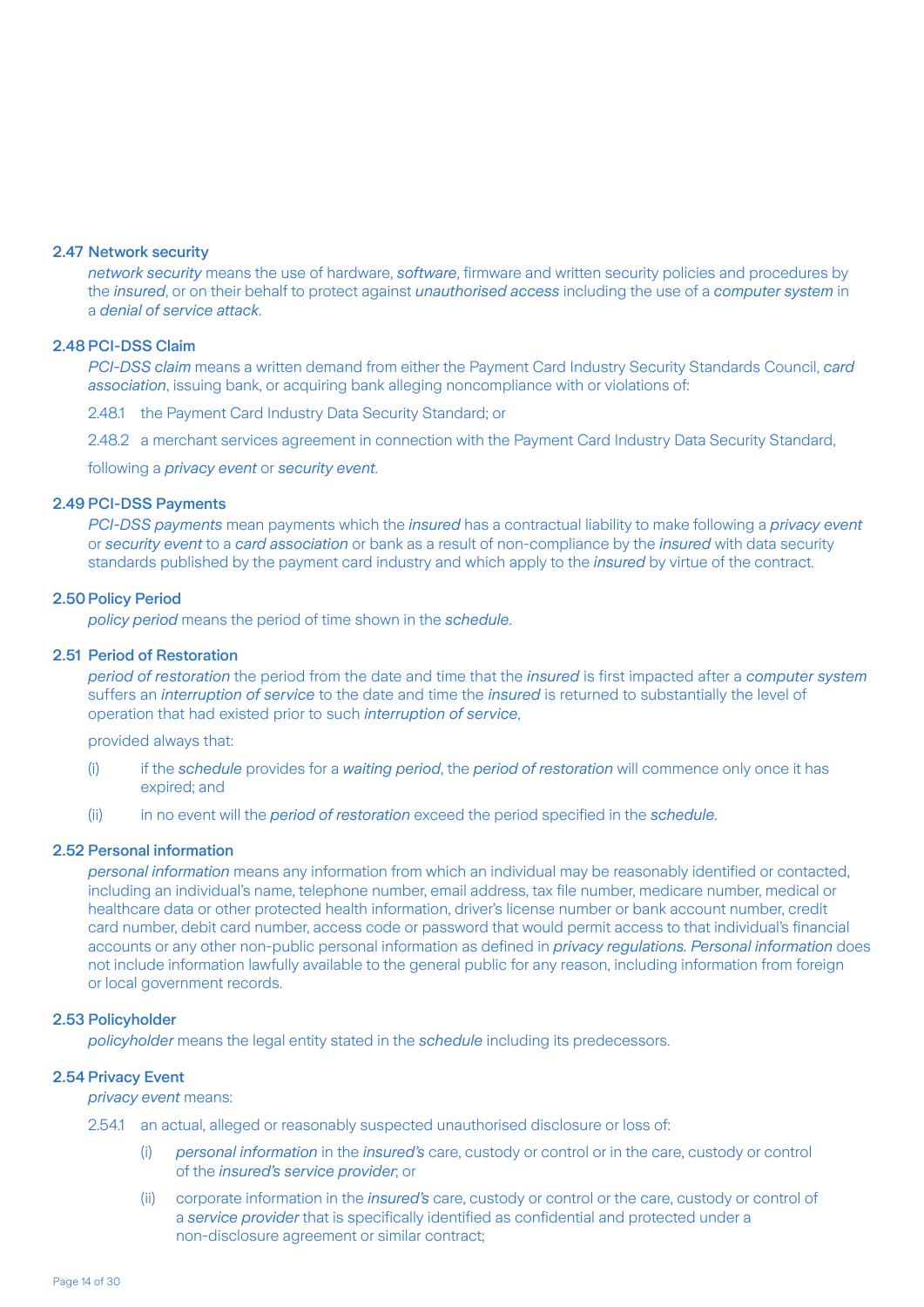### 2.47 Network security

*network security* means the use of hardware, *software*, firmware and written security policies and procedures by the *insured*, or on their behalf to protect against *unauthorised access* including the use of a *computer system* in a *denial of service attack*.

### 2.48 PCI-DSS Claim

*PCI-DSS claim* means a written demand from either the Payment Card Industry Security Standards Council, *card association*, issuing bank, or acquiring bank alleging noncompliance with or violations of:

2.48.1 the Payment Card Industry Data Security Standard; or

2.48.2 a merchant services agreement in connection with the Payment Card Industry Data Security Standard,

following a *privacy event* or *security event*.

### 2.49 PCI-DSS Payments

*PCI-DSS payments* mean payments which the *insured* has a contractual liability to make following a *privacy event* or *security event* to a *card association* or bank as a result of non-compliance by the *insured* with data security standards published by the payment card industry and which apply to the *insured* by virtue of the contract.

### 2.50 Policy Period

*policy period* means the period of time shown in the *schedule*.

### 2.51 Period of Restoration

*period of restoration* the period from the date and time that the *insured* is first impacted after a *computer system* suffers an *interruption of service* to the date and time the *insured* is returned to substantially the level of operation that had existed prior to such *interruption of service*,

provided always that:

(i) if the *schedule* provides for a *waiting period*, the *period of restoration* will commence only once it has expired; and

(ii) in no event will the *period of restoration* exceed the period specified in the *schedule*.

### 2.52 Personal information

*personal information* means any information from which an individual may be reasonably identified or contacted, including an individual's name, telephone number, email address, tax file number, medicare number, medical or healthcare data or other protected health information, driver's license number or bank account number, credit card number, debit card number, access code or password that would permit access to that individual's financial accounts or any other non-public personal information as defined in *privacy regulations*. *Personal information* does not include information lawfully available to the general public for any reason, including information from foreign or local government records.

### 2.53 Policyholder

*policyholder* means the legal entity stated in the *schedule* including its predecessors.

### 2.54 Privacy Event

*privacy event* means:

2.54.1 an actual, alleged or reasonably suspected unauthorised disclosure or loss of:

(i) *personal information* in the *insured's* care, custody or control or in the care, custody or control of the *insured's service provider*; or

(ii) corporate information in the *insured's* care, custody or control or the care, custody or control of a *service provider* that is specifically identified as confidential and protected under a non-disclosure agreement or similar contract;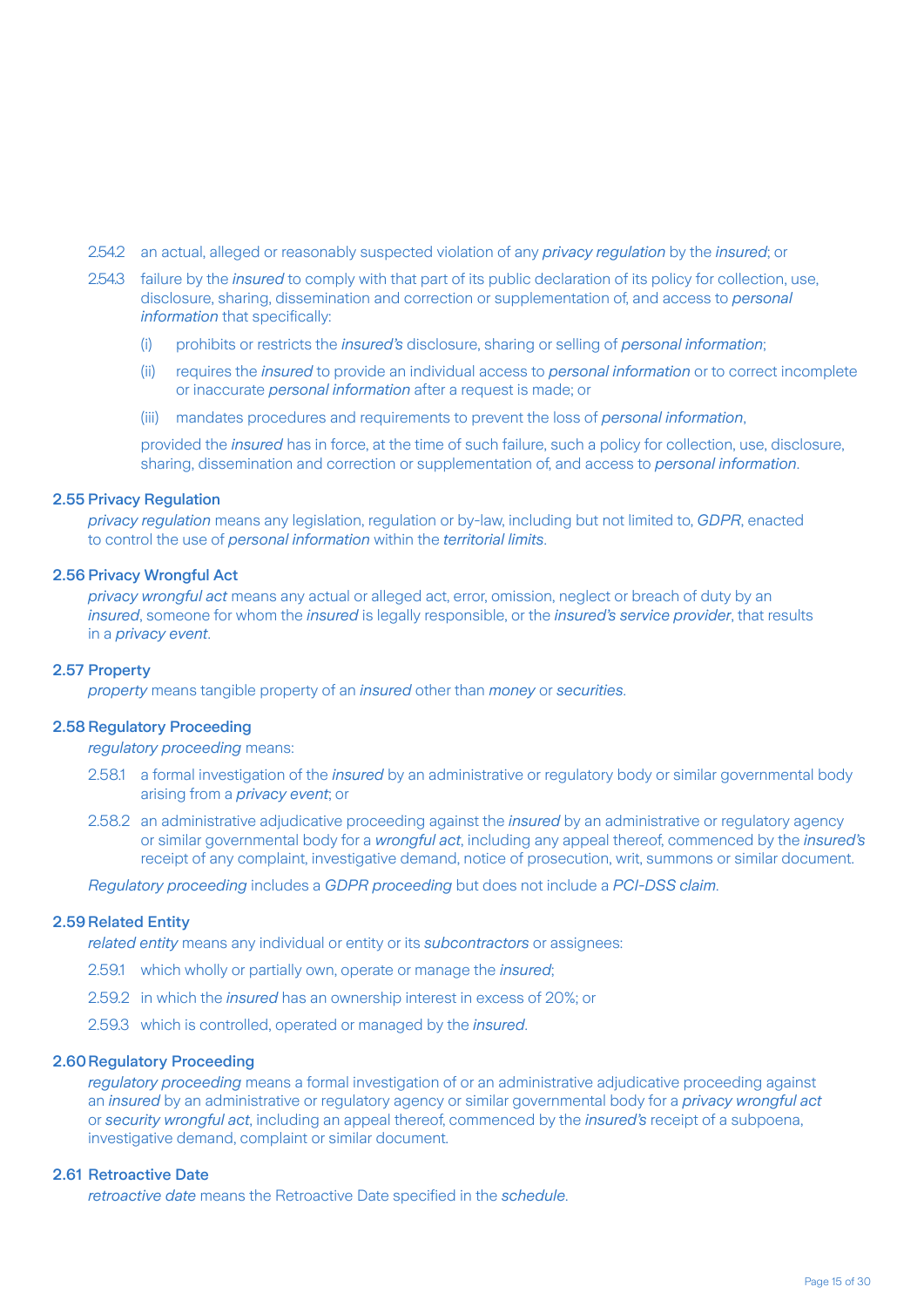2.54.2 an actual, alleged or reasonably suspected violation of any *privacy regulation* by the *insured*; or

2.54.3 failure by the *insured* to comply with that part of its public declaration of its policy for collection, use, disclosure, sharing, dissemination and correction or supplementation of, and access to *personal information* that specifically:

(i) prohibits or restricts the *insured's* disclosure, sharing or selling of *personal information*;

(ii) requires the *insured* to provide an individual access to *personal information* or to correct incomplete or inaccurate *personal information* after a request is made; or

(iii) mandates procedures and requirements to prevent the loss of *personal information*,

provided the *insured* has in force, at the time of such failure, such a policy for collection, use, disclosure, sharing, dissemination and correction or supplementation of, and access to *personal information*.

### 2.55 Privacy Regulation

*privacy regulation* means any legislation, regulation or by-law, including but not limited to, *GDPR*, enacted to control the use of *personal information* within the *territorial limits*.

### 2.56 Privacy Wrongful Act

*privacy wrongful act* means any actual or alleged act, error, omission, neglect or breach of duty by an *insured*, someone for whom the *insured* is legally responsible, or the *insured's service provider*, that results in a *privacy event*.

### 2.57 Property

*property* means tangible property of an *insured* other than *money* or *securities*.

### 2.58 Regulatory Proceeding

*regulatory proceeding* means:

2.58.1 a formal investigation of the *insured* by an administrative or regulatory body or similar governmental body arising from a *privacy event*; or

2.58.2 an administrative adjudicative proceeding against the *insured* by an administrative or regulatory agency or similar governmental body for a *wrongful act*, including any appeal thereof, commenced by the *insured's* receipt of any complaint, investigative demand, notice of prosecution, writ, summons or similar document.

*Regulatory proceeding* includes a *GDPR proceeding* but does not include a *PCI-DSS claim*.

### 2.59 Related Entity

*related entity* means any individual or entity or its *subcontractors* or assignees:

2.59.1 which wholly or partially own, operate or manage the *insured*;

2.59.2 in which the *insured* has an ownership interest in excess of 20%; or

2.59.3 which is controlled, operated or managed by the *insured*.

### 2.60 Regulatory Proceeding

*regulatory proceeding* means a formal investigation of or an administrative adjudicative proceeding against an *insured* by an administrative or regulatory agency or similar governmental body for a *privacy wrongful act* or *security wrongful act*, including an appeal thereof, commenced by the *insured's* receipt of a subpoena, investigative demand, complaint or similar document.

### 2.61 Retroactive Date

*retroactive date* means the Retroactive Date specified in the *schedule*.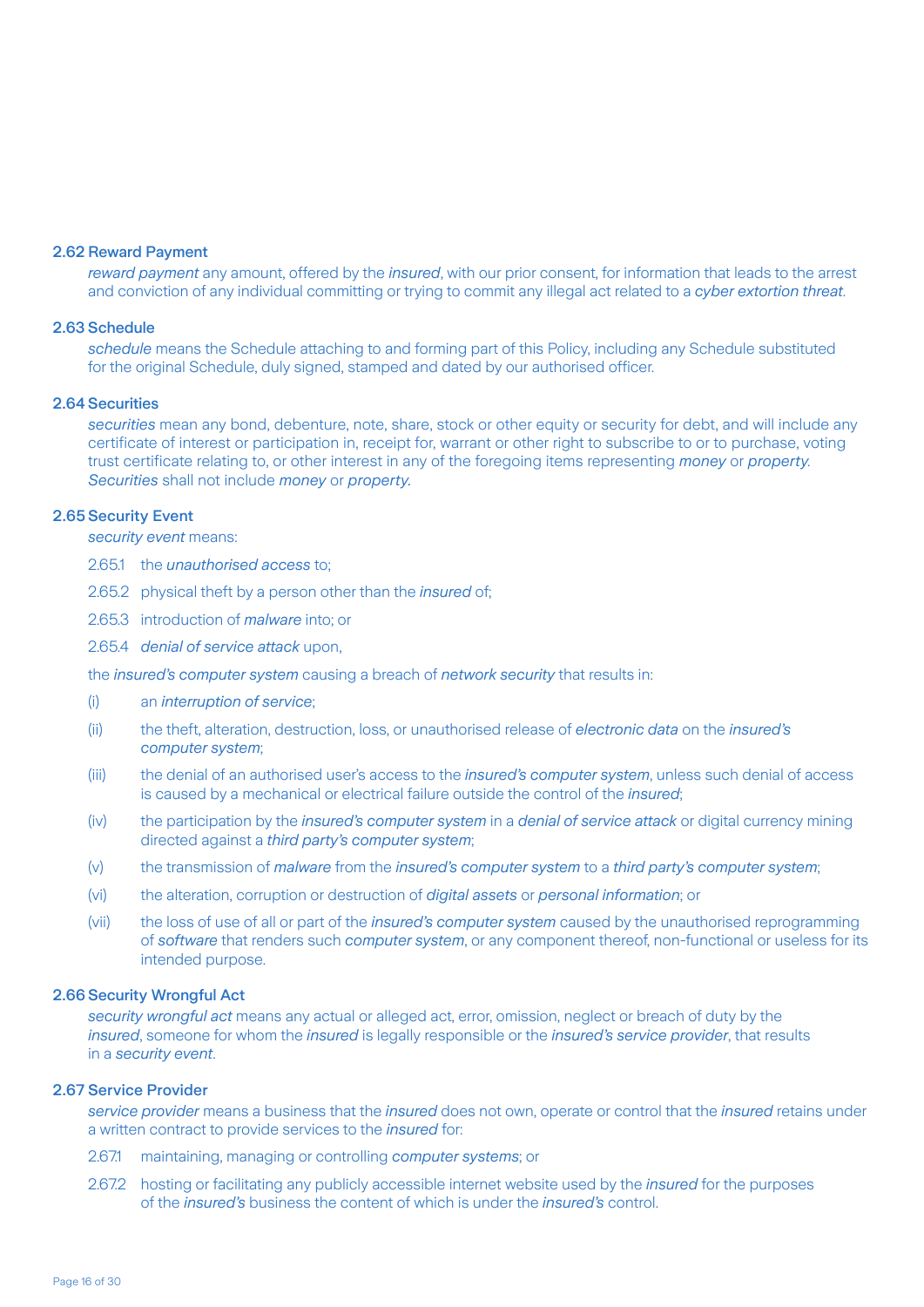### 2.62 Reward Payment

*reward payment* any amount, offered by the *insured*, with our prior consent, for information that leads to the arrest and conviction of any individual committing or trying to commit any illegal act related to a *cyber extortion threat*.

### 2.63 Schedule

*schedule* means the Schedule attaching to and forming part of this Policy, including any Schedule substituted for the original Schedule, duly signed, stamped and dated by our authorised officer.

### 2.64 Securities

*securities* mean any bond, debenture, note, share, stock or other equity or security for debt, and will include any certificate of interest or participation in, receipt for, warrant or other right to subscribe to or to purchase, voting trust certificate relating to, or other interest in any of the foregoing items representing *money* or *property*. *Securities* shall not include *money* or *property*.

### 2.65 Security Event

*security event* means:

2.65.1 the *unauthorised access* to;

2.65.2 physical theft by a person other than the *insured* of;

2.65.3 introduction of *malware* into; or

2.65.4 *denial of service attack* upon,

the *insured's computer system* causing a breach of *network security* that results in:

(i) an *interruption of service*;

(ii) the theft, alteration, destruction, loss, or unauthorised release of *electronic data* on the *insured's computer system*;

(iii) the denial of an authorised user's access to the *insured's computer system*, unless such denial of access is caused by a mechanical or electrical failure outside the control of the *insured*;

(iv) the participation by the *insured's computer system* in a *denial of service attack* or digital currency mining directed against a *third party's computer system*;

(v) the transmission of *malware* from the *insured's computer system* to a *third party's computer system*;

(vi) the alteration, corruption or destruction of *digital assets* or *personal information*; or

(vii) the loss of use of all or part of the *insured's computer system* caused by the unauthorised reprogramming of *software* that renders such *computer system*, or any component thereof, non-functional or useless for its intended purpose.

### 2.66 Security Wrongful Act

*security wrongful act* means any actual or alleged act, error, omission, neglect or breach of duty by the *insured*, someone for whom the *insured* is legally responsible or the *insured's service provider*, that results in a *security event*.

### 2.67 Service Provider

*service provider* means a business that the *insured* does not own, operate or control that the *insured* retains under a written contract to provide services to the *insured* for:

2.67.1 maintaining, managing or controlling *computer systems*; or

2.67.2 hosting or facilitating any publicly accessible internet website used by the *insured* for the purposes of the *insured's* business the content of which is under the *insured's* control.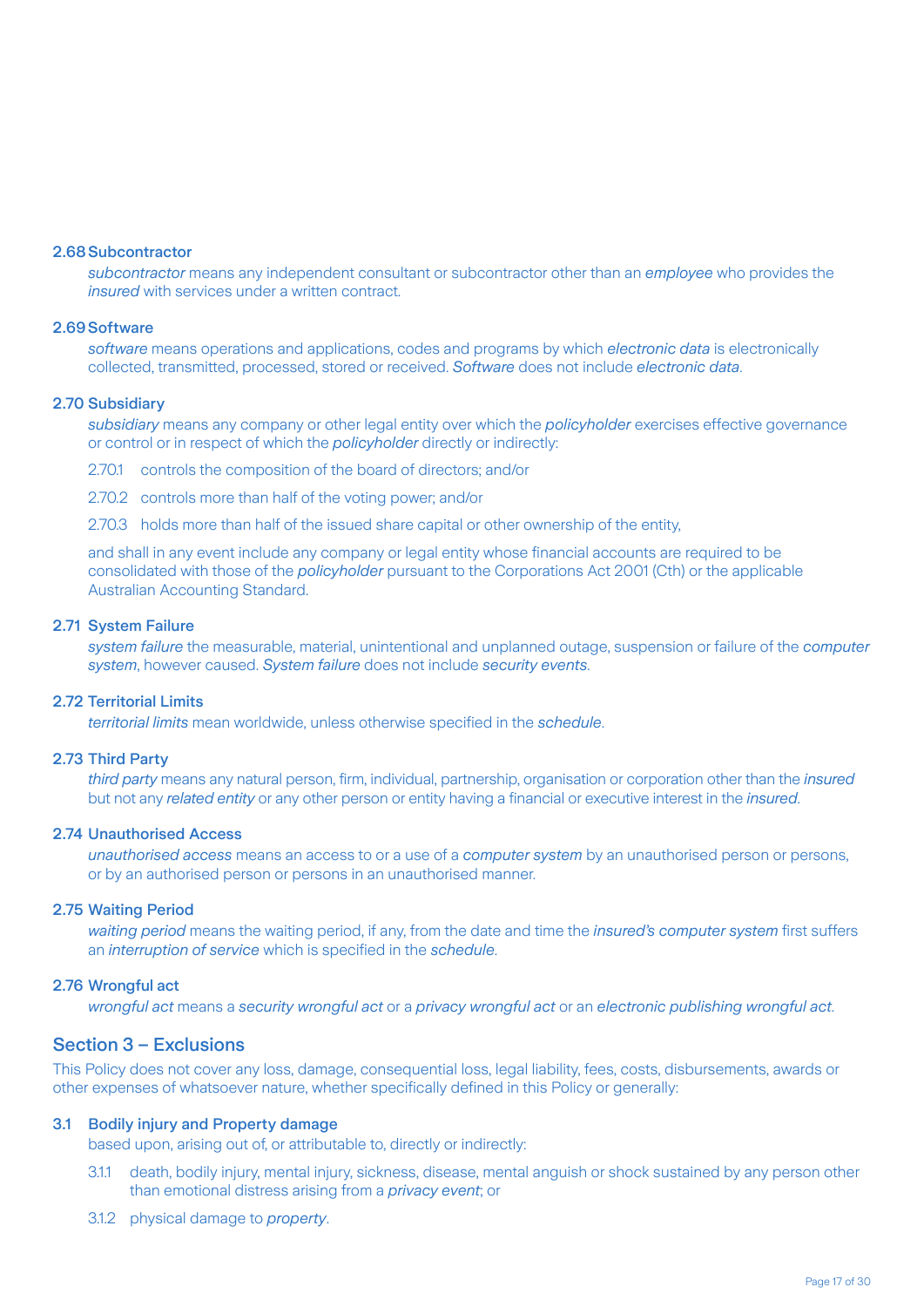### 2.68 Subcontractor

*subcontractor* means any independent consultant or subcontractor other than an *employee* who provides the *insured* with services under a written contract.

### 2.69 Software

*software* means operations and applications, codes and programs by which *electronic data* is electronically collected, transmitted, processed, stored or received. *Software* does not include *electronic data*.

### 2.70 Subsidiary

*subsidiary* means any company or other legal entity over which the *policyholder* exercises effective governance or control or in respect of which the *policyholder* directly or indirectly:

2.70.1 controls the composition of the board of directors; and/or

2.70.2 controls more than half of the voting power; and/or

2.70.3 holds more than half of the issued share capital or other ownership of the entity,

and shall in any event include any company or legal entity whose financial accounts are required to be consolidated with those of the *policyholder* pursuant to the Corporations Act 2001 (Cth) or the applicable Australian Accounting Standard.

### 2.71 System Failure

*system failure* the measurable, material, unintentional and unplanned outage, suspension or failure of the *computer system*, however caused. *System failure* does not include *security events*.

### 2.72 Territorial Limits

*territorial limits* mean worldwide, unless otherwise specified in the *schedule*.

### 2.73 Third Party

*third party* means any natural person, firm, individual, partnership, organisation or corporation other than the *insured* but not any *related entity* or any other person or entity having a financial or executive interest in the *insured*.

### 2.74 Unauthorised Access

*unauthorised access* means an access to or a use of a *computer system* by an unauthorised person or persons, or by an authorised person or persons in an unauthorised manner.

### 2.75 Waiting Period

*waiting period* means the waiting period, if any, from the date and time the *insured's computer system* first suffers an *interruption of service* which is specified in the *schedule*.

### 2.76 Wrongful act

*wrongful act* means a *security wrongful act* or a *privacy wrongful act* or an *electronic publishing wrongful act*.

## Section 3 – Exclusions

This Policy does not cover any loss, damage, consequential loss, legal liability, fees, costs, disbursements, awards or other expenses of whatsoever nature, whether specifically defined in this Policy or generally:

### 3.1 Bodily injury and Property damage

based upon, arising out of, or attributable to, directly or indirectly:

3.1.1 death, bodily injury, mental injury, sickness, disease, mental anguish or shock sustained by any person other than emotional distress arising from a *privacy event*; or

3.1.2 physical damage to *property*.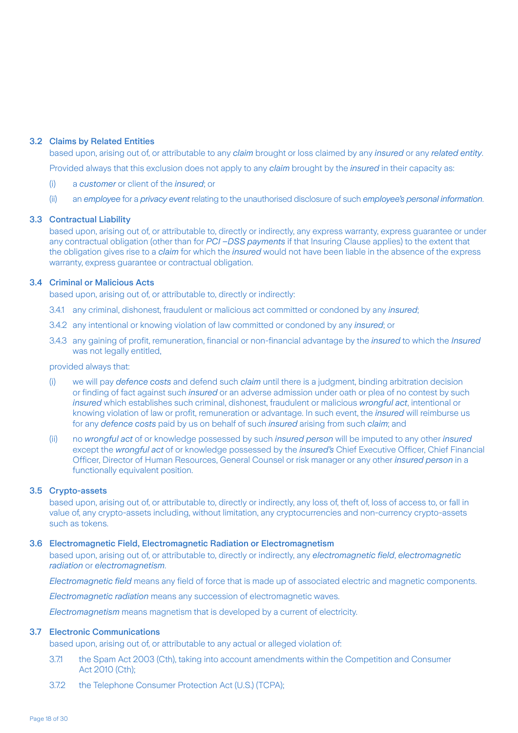### 3.2 Claims by Related Entities

based upon, arising out of, or attributable to any *claim* brought or loss claimed by any *insured* or any *related entity*.

Provided always that this exclusion does not apply to any *claim* brought by the *insured* in their capacity as:

(i) a *customer* or client of the *insured*; or

(ii) an *employee* for a *privacy event* relating to the unauthorised disclosure of such *employee's personal information*.

### 3.3 Contractual Liability

based upon, arising out of, or attributable to, directly or indirectly, any express warranty, express guarantee or under any contractual obligation (other than for *PCI –DSS payments* if that Insuring Clause applies) to the extent that the obligation gives rise to a *claim* for which the *insured* would not have been liable in the absence of the express warranty, express guarantee or contractual obligation.

### 3.4 Criminal or Malicious Acts

based upon, arising out of, or attributable to, directly or indirectly:

3.4.1 any criminal, dishonest, fraudulent or malicious act committed or condoned by any *insured*;

3.4.2 any intentional or knowing violation of law committed or condoned by any *insured*; or

3.4.3 any gaining of profit, remuneration, financial or non-financial advantage by the *insured* to which the *Insured* was not legally entitled,

provided always that:

(i) we will pay *defence costs* and defend such *claim* until there is a judgment, binding arbitration decision or finding of fact against such *insured* or an adverse admission under oath or plea of no contest by such *insured* which establishes such criminal, dishonest, fraudulent or malicious *wrongful act*, intentional or knowing violation of law or profit, remuneration or advantage. In such event, the *insured* will reimburse us for any *defence costs* paid by us on behalf of such *insured* arising from such *claim*; and

(ii) no *wrongful act* of or knowledge possessed by such *insured person* will be imputed to any other *insured* except the *wrongful act* of or knowledge possessed by the *insured's* Chief Executive Officer, Chief Financial Officer, Director of Human Resources, General Counsel or risk manager or any other *insured person* in a functionally equivalent position.

### 3.5 Crypto-assets

based upon, arising out of, or attributable to, directly or indirectly, any loss of, theft of, loss of access to, or fall in value of, any crypto-assets including, without limitation, any cryptocurrencies and non-currency crypto-assets such as tokens.

### 3.6 Electromagnetic Field, Electromagnetic Radiation or Electromagnetism

based upon, arising out of, or attributable to, directly or indirectly, any *electromagnetic field*, *electromagnetic radiation* or *electromagnetism*.

*Electromagnetic field* means any field of force that is made up of associated electric and magnetic components.

*Electromagnetic radiation* means any succession of electromagnetic waves.

*Electromagnetism* means magnetism that is developed by a current of electricity.

### 3.7 Electronic Communications

based upon, arising out of, or attributable to any actual or alleged violation of:

3.7.1 the Spam Act 2003 (Cth), taking into account amendments within the Competition and Consumer Act 2010 (Cth);

3.7.2 the Telephone Consumer Protection Act (U.S.) (TCPA);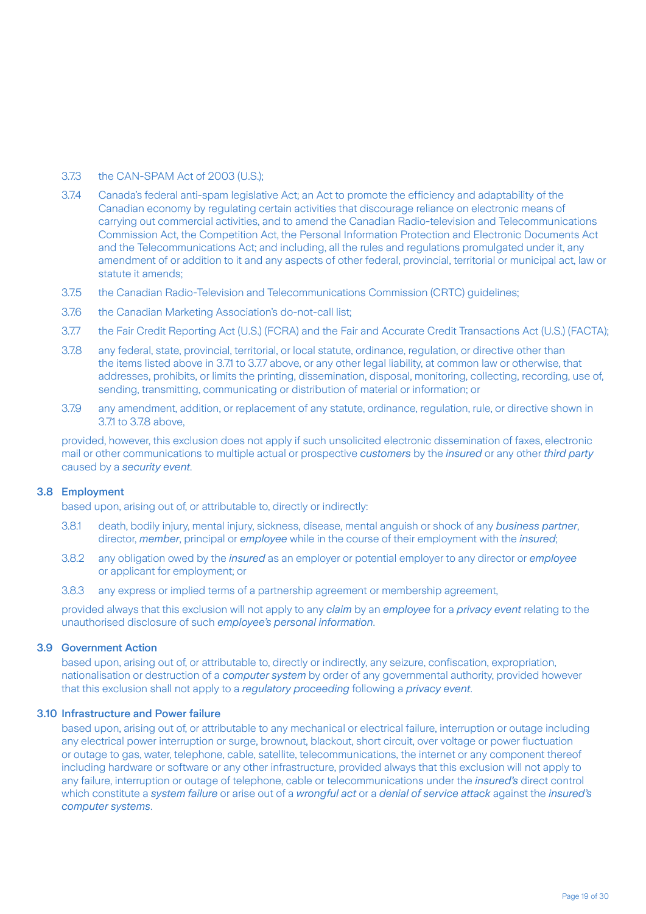3.7.3 the CAN-SPAM Act of 2003 (U.S.);

3.7.4 Canada's federal anti-spam legislative Act; an Act to promote the efficiency and adaptability of the Canadian economy by regulating certain activities that discourage reliance on electronic means of carrying out commercial activities, and to amend the Canadian Radio-television and Telecommunications Commission Act, the Competition Act, the Personal Information Protection and Electronic Documents Act and the Telecommunications Act; and including, all the rules and regulations promulgated under it, any amendment of or addition to it and any aspects of other federal, provincial, territorial or municipal act, law or statute it amends;

3.7.5 the Canadian Radio-Television and Telecommunications Commission (CRTC) guidelines;

3.7.6 the Canadian Marketing Association's do-not-call list;

3.7.7 the Fair Credit Reporting Act (U.S.) (FCRA) and the Fair and Accurate Credit Transactions Act (U.S.) (FACTA);

3.7.8 any federal, state, provincial, territorial, or local statute, ordinance, regulation, or directive other than the items listed above in 3.7.1 to 3.7.7 above, or any other legal liability, at common law or otherwise, that addresses, prohibits, or limits the printing, dissemination, disposal, monitoring, collecting, recording, use of, sending, transmitting, communicating or distribution of material or information; or

3.7.9 any amendment, addition, or replacement of any statute, ordinance, regulation, rule, or directive shown in 3.7.1 to 3.7.8 above,

provided, however, this exclusion does not apply if such unsolicited electronic dissemination of faxes, electronic mail or other communications to multiple actual or prospective *customers* by the *insured* or any other *third party* caused by a *security event*.

### 3.8 Employment

based upon, arising out of, or attributable to, directly or indirectly:

3.8.1 death, bodily injury, mental injury, sickness, disease, mental anguish or shock of any *business partner*, director, *member*, principal or *employee* while in the course of their employment with the *insured*;

3.8.2 any obligation owed by the *insured* as an employer or potential employer to any director or *employee* or applicant for employment; or

3.8.3 any express or implied terms of a partnership agreement or membership agreement,

provided always that this exclusion will not apply to any *claim* by an *employee* for a *privacy event* relating to the unauthorised disclosure of such *employee's personal information*.

### 3.9 Government Action

based upon, arising out of, or attributable to, directly or indirectly, any seizure, confiscation, expropriation, nationalisation or destruction of a *computer system* by order of any governmental authority, provided however that this exclusion shall not apply to a *regulatory proceeding* following a *privacy event*.

### 3.10 Infrastructure and Power failure

based upon, arising out of, or attributable to any mechanical or electrical failure, interruption or outage including any electrical power interruption or surge, brownout, blackout, short circuit, over voltage or power fluctuation or outage to gas, water, telephone, cable, satellite, telecommunications, the internet or any component thereof including hardware or software or any other infrastructure, provided always that this exclusion will not apply to any failure, interruption or outage of telephone, cable or telecommunications under the *insured's* direct control which constitute a *system failure* or arise out of a *wrongful act* or a *denial of service attack* against the *insured's computer systems*.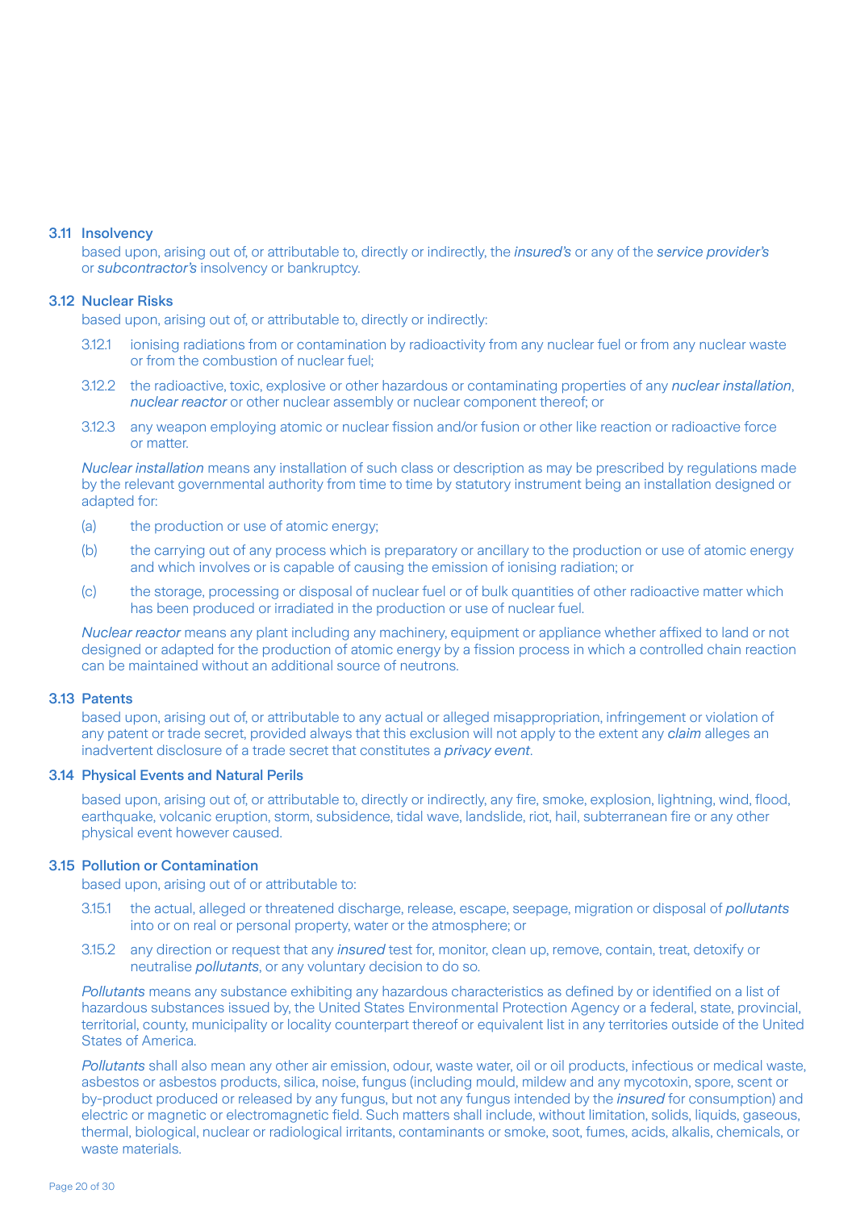### 3.11 Insolvency

based upon, arising out of, or attributable to, directly or indirectly, the *insured's* or any of the *service provider's* or *subcontractor's* insolvency or bankruptcy.

### 3.12 Nuclear Risks

based upon, arising out of, or attributable to, directly or indirectly:

3.12.1 ionising radiations from or contamination by radioactivity from any nuclear fuel or from any nuclear waste or from the combustion of nuclear fuel;

3.12.2 the radioactive, toxic, explosive or other hazardous or contaminating properties of any *nuclear installation*, *nuclear reactor* or other nuclear assembly or nuclear component thereof; or

3.12.3 any weapon employing atomic or nuclear fission and/or fusion or other like reaction or radioactive force or matter.

*Nuclear installation* means any installation of such class or description as may be prescribed by regulations made by the relevant governmental authority from time to time by statutory instrument being an installation designed or adapted for:

(a) the production or use of atomic energy;

(b) the carrying out of any process which is preparatory or ancillary to the production or use of atomic energy and which involves or is capable of causing the emission of ionising radiation; or

(c) the storage, processing or disposal of nuclear fuel or of bulk quantities of other radioactive matter which has been produced or irradiated in the production or use of nuclear fuel.

*Nuclear reactor* means any plant including any machinery, equipment or appliance whether affixed to land or not designed or adapted for the production of atomic energy by a fission process in which a controlled chain reaction can be maintained without an additional source of neutrons.

### 3.13 Patents

based upon, arising out of, or attributable to any actual or alleged misappropriation, infringement or violation of any patent or trade secret, provided always that this exclusion will not apply to the extent any *claim* alleges an inadvertent disclosure of a trade secret that constitutes a *privacy event*.

### 3.14 Physical Events and Natural Perils

based upon, arising out of, or attributable to, directly or indirectly, any fire, smoke, explosion, lightning, wind, flood, earthquake, volcanic eruption, storm, subsidence, tidal wave, landslide, riot, hail, subterranean fire or any other physical event however caused.

### 3.15 Pollution or Contamination

based upon, arising out of or attributable to:

3.15.1 the actual, alleged or threatened discharge, release, escape, seepage, migration or disposal of *pollutants* into or on real or personal property, water or the atmosphere; or

3.15.2 any direction or request that any *insured* test for, monitor, clean up, remove, contain, treat, detoxify or neutralise *pollutants*, or any voluntary decision to do so.

*Pollutants* means any substance exhibiting any hazardous characteristics as defined by or identified on a list of hazardous substances issued by, the United States Environmental Protection Agency or a federal, state, provincial, territorial, county, municipality or locality counterpart thereof or equivalent list in any territories outside of the United States of America.

*Pollutants* shall also mean any other air emission, odour, waste water, oil or oil products, infectious or medical waste, asbestos or asbestos products, silica, noise, fungus (including mould, mildew and any mycotoxin, spore, scent or by-product produced or released by any fungus, but not any fungus intended by the *insured* for consumption) and electric or magnetic or electromagnetic field. Such matters shall include, without limitation, solids, liquids, gaseous, thermal, biological, nuclear or radiological irritants, contaminants or smoke, soot, fumes, acids, alkalis, chemicals, or waste materials.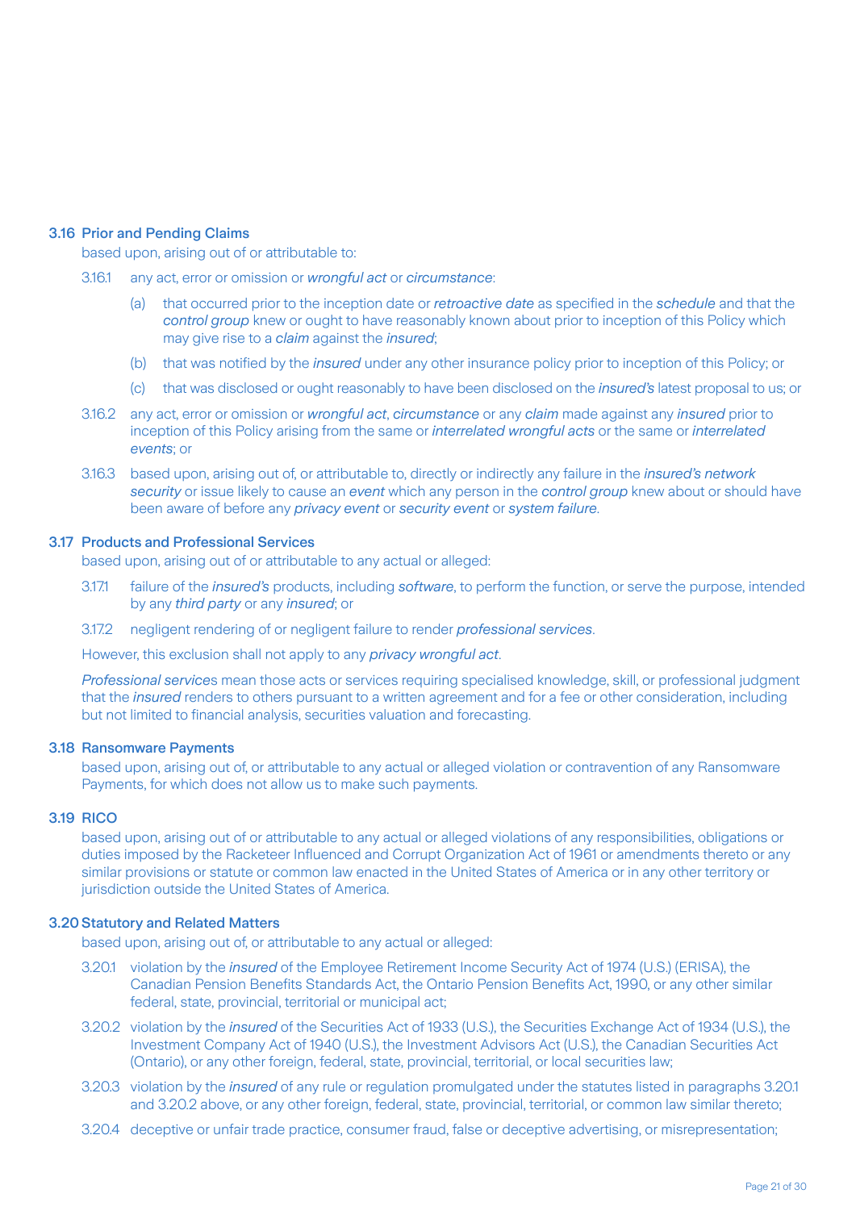### 3.16 Prior and Pending Claims

based upon, arising out of or attributable to:

3.16.1 any act, error or omission or *wrongful act* or *circumstance*:

(a) that occurred prior to the inception date or *retroactive date* as specified in the *schedule* and that the *control group* knew or ought to have reasonably known about prior to inception of this Policy which may give rise to a *claim* against the *insured*;

(b) that was notified by the *insured* under any other insurance policy prior to inception of this Policy; or

(c) that was disclosed or ought reasonably to have been disclosed on the *insured's* latest proposal to us; or

3.16.2 any act, error or omission or *wrongful act*, *circumstance* or any *claim* made against any *insured* prior to inception of this Policy arising from the same or *interrelated wrongful acts* or the same or *interrelated events*; or

3.16.3 based upon, arising out of, or attributable to, directly or indirectly any failure in the *insured's network security* or issue likely to cause an *event* which any person in the *control group* knew about or should have been aware of before any *privacy event* or *security event* or *system failure*.

### 3.17 Products and Professional Services

based upon, arising out of or attributable to any actual or alleged:

3.17.1 failure of the *insured's* products, including *software*, to perform the function, or serve the purpose, intended by any *third party* or any *insured*; or

3.17.2 negligent rendering of or negligent failure to render *professional services*.

However, this exclusion shall not apply to any *privacy wrongful act*.

*Professional services* mean those acts or services requiring specialised knowledge, skill, or professional judgment that the *insured* renders to others pursuant to a written agreement and for a fee or other consideration, including but not limited to financial analysis, securities valuation and forecasting.

### 3.18 Ransomware Payments

based upon, arising out of, or attributable to any actual or alleged violation or contravention of any Ransomware Payments, for which does not allow us to make such payments.

### 3.19 RICO

based upon, arising out of or attributable to any actual or alleged violations of any responsibilities, obligations or duties imposed by the Racketeer Influenced and Corrupt Organization Act of 1961 or amendments thereto or any similar provisions or statute or common law enacted in the United States of America or in any other territory or jurisdiction outside the United States of America.

### 3.20 Statutory and Related Matters

based upon, arising out of, or attributable to any actual or alleged:

3.20.1 violation by the *insured* of the Employee Retirement Income Security Act of 1974 (U.S.) (ERISA), the Canadian Pension Benefits Standards Act, the Ontario Pension Benefits Act, 1990, or any other similar federal, state, provincial, territorial or municipal act;

3.20.2 violation by the *insured* of the Securities Act of 1933 (U.S.), the Securities Exchange Act of 1934 (U.S.), the Investment Company Act of 1940 (U.S.), the Investment Advisors Act (U.S.), the Canadian Securities Act (Ontario), or any other foreign, federal, state, provincial, territorial, or local securities law;

3.20.3 violation by the *insured* of any rule or regulation promulgated under the statutes listed in paragraphs 3.20.1 and 3.20.2 above, or any other foreign, federal, state, provincial, territorial, or common law similar thereto;

3.20.4 deceptive or unfair trade practice, consumer fraud, false or deceptive advertising, or misrepresentation;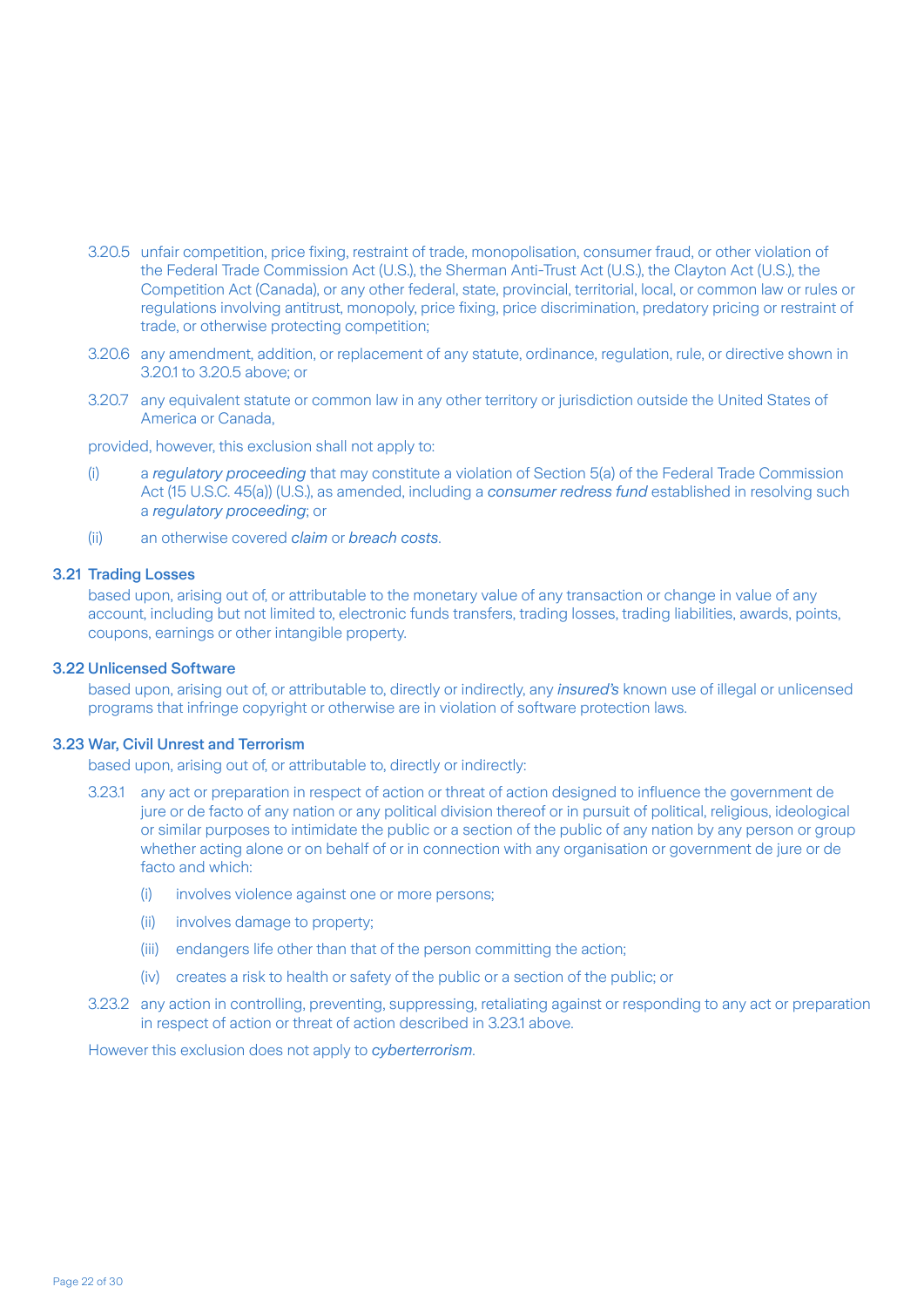3.20.5 unfair competition, price fixing, restraint of trade, monopolisation, consumer fraud, or other violation of the Federal Trade Commission Act (U.S.), the Sherman Anti-Trust Act (U.S.), the Clayton Act (U.S.), the Competition Act (Canada), or any other federal, state, provincial, territorial, local, or common law or rules or regulations involving antitrust, monopoly, price fixing, price discrimination, predatory pricing or restraint of trade, or otherwise protecting competition;

3.20.6 any amendment, addition, or replacement of any statute, ordinance, regulation, rule, or directive shown in 3.20.1 to 3.20.5 above; or

3.20.7 any equivalent statute or common law in any other territory or jurisdiction outside the United States of America or Canada,

provided, however, this exclusion shall not apply to:

(i) a *regulatory proceeding* that may constitute a violation of Section 5(a) of the Federal Trade Commission Act (15 U.S.C. 45(a)) (U.S.), as amended, including a *consumer redress fund* established in resolving such a *regulatory proceeding*; or

(ii) an otherwise covered *claim* or *breach costs*.

### 3.21 Trading Losses

based upon, arising out of, or attributable to the monetary value of any transaction or change in value of any account, including but not limited to, electronic funds transfers, trading losses, trading liabilities, awards, points, coupons, earnings or other intangible property.

### 3.22 Unlicensed Software

based upon, arising out of, or attributable to, directly or indirectly, any *insured's* known use of illegal or unlicensed programs that infringe copyright or otherwise are in violation of software protection laws.

### 3.23 War, Civil Unrest and Terrorism

based upon, arising out of, or attributable to, directly or indirectly:

3.23.1 any act or preparation in respect of action or threat of action designed to influence the government de jure or de facto of any nation or any political division thereof or in pursuit of political, religious, ideological or similar purposes to intimidate the public or a section of the public of any nation by any person or group whether acting alone or on behalf of or in connection with any organisation or government de jure or de facto and which:

(i) involves violence against one or more persons;

(ii) involves damage to property;

(iii) endangers life other than that of the person committing the action;

(iv) creates a risk to health or safety of the public or a section of the public; or

3.23.2 any action in controlling, preventing, suppressing, retaliating against or responding to any act or preparation in respect of action or threat of action described in 3.23.1 above.

However this exclusion does not apply to *cyberterrorism*.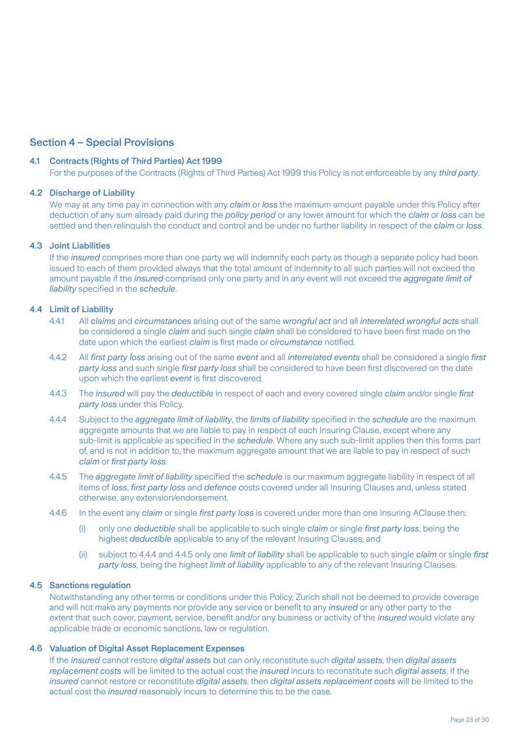## Section 4 – Special Provisions

### 4.1 Contracts (Rights of Third Parties) Act 1999

For the purposes of the Contracts (Rights of Third Parties) Act 1999 this Policy is not enforceable by any *third party*.

### 4.2 Discharge of Liability

We may at any time pay in connection with any *claim* or *loss* the maximum amount payable under this Policy after deduction of any sum already paid during the *policy period* or any lower amount for which the *claim* or *loss* can be settled and then relinquish the conduct and control and be under no further liability in respect of the *claim* or *loss*.

### 4.3 Joint Liabilities

If the *insured* comprises more than one party we will indemnify each party as though a separate policy had been issued to each of them provided always that the total amount of indemnity to all such parties will not exceed the amount payable if the *insured* comprised only one party and in any event will not exceed the *aggregate limit of liability* specified in the *schedule*.

### 4.4 Limit of Liability

4.4.1 All *claims* and *circumstances* arising out of the same *wrongful act* and all *interrelated wrongful acts* shall be considered a single *claim* and such single *claim* shall be considered to have been first made on the date upon which the earliest *claim* is first made or *circumstance* notified.

4.4.2 All *first party loss* arising out of the same *event* and all *interrelated events* shall be considered a single *first party loss* and such single *first party loss* shall be considered to have been first discovered on the date upon which the earliest *event* is first discovered.

4.4.3 The *insured* will pay the *deductible* in respect of each and every covered single *claim* and/or single *first party loss* under this Policy.

4.4.4 Subject to the *aggregate limit of liability*, the *limits of liability* specified in the *schedule* are the maximum aggregate amounts that we are liable to pay in respect of each Insuring Clause, except where any sub-limit is applicable as specified in the *schedule*. Where any such sub-limit applies then this forms part of, and is not in addition to, the maximum aggregate amount that we are liable to pay in respect of such *claim* or *first party loss*.

4.4.5 The *aggregate limit of liability* specified the *schedule* is our maximum aggregate liability in respect of all items of *loss*, *first party loss* and *defence c*osts covered under all Insuring Clauses and, unless stated otherwise, any extension/endorsement.

4.4.6 In the event any *claim* or single *first party loss* is covered under more than one Insuring AClause then:

(i) only one *deductible* shall be applicable to such single *claim* or single *first party loss*, being the highest *deductible* applicable to any of the relevant Insuring Clauses; and

(ii) subject to 4.4.4 and 4.4.5 only one *limit of liability* shall be applicable to such single *claim* or single *first party loss*, being the highest *limit of liability* applicable to any of the relevant Insuring Clauses.

### 4.5 Sanctions regulation

Notwithstanding any other terms or conditions under this Policy, Zurich shall not be deemed to provide coverage and will not make any payments nor provide any service or benefit to any *insured* or any other party to the extent that such cover, payment, service, benefit and/or any business or activity of the *insured* would violate any applicable trade or economic sanctions, law or regulation.

### 4.6 Valuation of Digital Asset Replacement Expenses

If the *insured* cannot restore *digital assets* but can only reconstitute such *digital assets*, then *digital assets replacement costs* will be limited to the actual cost the *insured* incurs to reconstitute such *digital assets*. If the *insured* cannot restore or reconstitute *digital assets*, then *digital assets replacement costs* will be limited to the actual cost the *insured* reasonably incurs to determine this to be the case.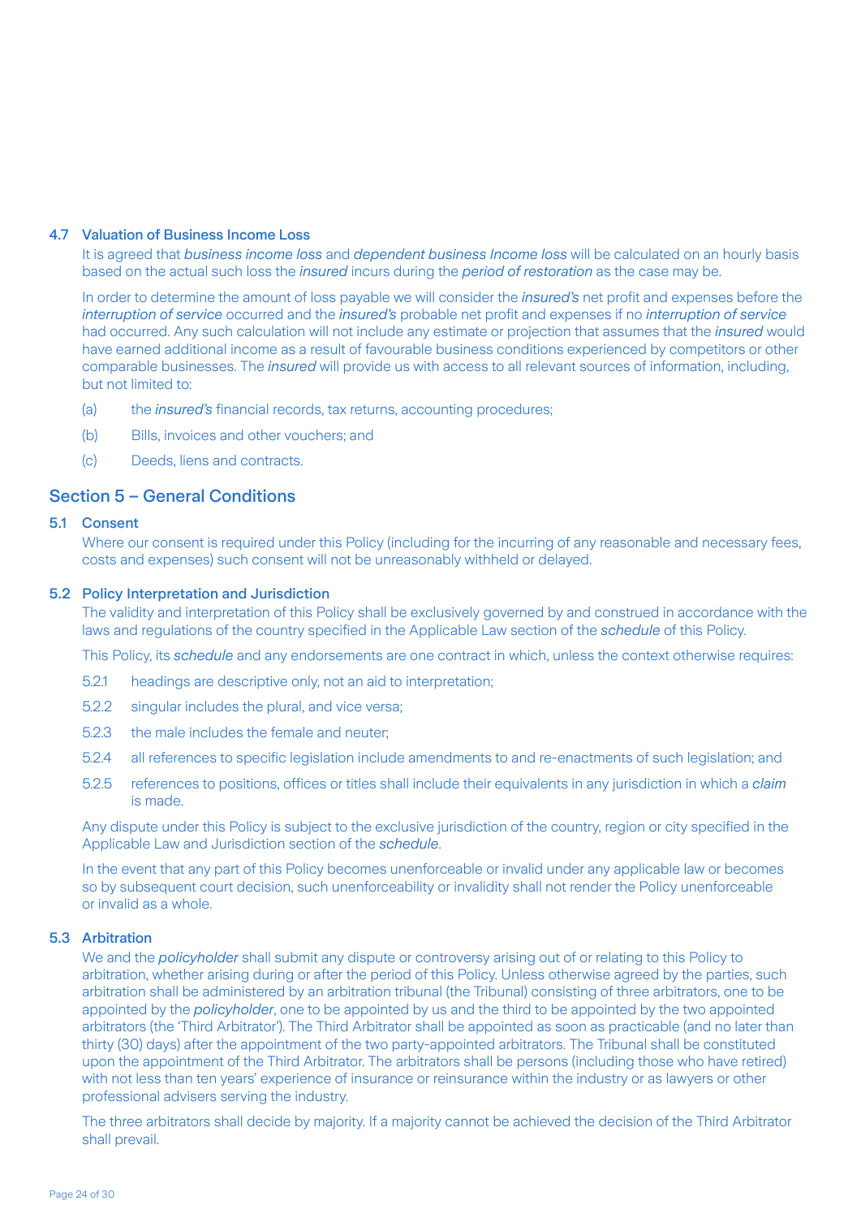### 4.7 Valuation of Business Income Loss

It is agreed that *business income loss* and *dependent business Income loss* will be calculated on an hourly basis based on the actual such loss the *insured* incurs during the *period of restoration* as the case may be.

In order to determine the amount of loss payable we will consider the *insured's* net profit and expenses before the *interruption of service* occurred and the *insured's* probable net profit and expenses if no *interruption of service* had occurred. Any such calculation will not include any estimate or projection that assumes that the *insured* would have earned additional income as a result of favourable business conditions experienced by competitors or other comparable businesses. The *insured* will provide us with access to all relevant sources of information, including, but not limited to:

(a) the *insured's* financial records, tax returns, accounting procedures;

(b) Bills, invoices and other vouchers; and

(c) Deeds, liens and contracts.

## Section 5 – General Conditions

### 5.1 Consent

Where our consent is required under this Policy (including for the incurring of any reasonable and necessary fees, costs and expenses) such consent will not be unreasonably withheld or delayed.

### 5.2 Policy Interpretation and Jurisdiction

The validity and interpretation of this Policy shall be exclusively governed by and construed in accordance with the laws and regulations of the country specified in the Applicable Law section of the *schedule* of this Policy.

This Policy, its *schedule* and any endorsements are one contract in which, unless the context otherwise requires:

5.2.1 headings are descriptive only, not an aid to interpretation;

5.2.2 singular includes the plural, and vice versa;

5.2.3 the male includes the female and neuter;

5.2.4 all references to specific legislation include amendments to and re-enactments of such legislation; and

5.2.5 references to positions, offices or titles shall include their equivalents in any jurisdiction in which a *claim* is made.

Any dispute under this Policy is subject to the exclusive jurisdiction of the country, region or city specified in the Applicable Law and Jurisdiction section of the *schedule*.

In the event that any part of this Policy becomes unenforceable or invalid under any applicable law or becomes so by subsequent court decision, such unenforceability or invalidity shall not render the Policy unenforceable or invalid as a whole.

### 5.3 Arbitration

We and the *policyholder* shall submit any dispute or controversy arising out of or relating to this Policy to arbitration, whether arising during or after the period of this Policy. Unless otherwise agreed by the parties, such arbitration shall be administered by an arbitration tribunal (the Tribunal) consisting of three arbitrators, one to be appointed by the *policyholder*, one to be appointed by us and the third to be appointed by the two appointed arbitrators (the 'Third Arbitrator'). The Third Arbitrator shall be appointed as soon as practicable (and no later than thirty (30) days) after the appointment of the two party-appointed arbitrators. The Tribunal shall be constituted upon the appointment of the Third Arbitrator. The arbitrators shall be persons (including those who have retired) with not less than ten years' experience of insurance or reinsurance within the industry or as lawyers or other professional advisers serving the industry.

The three arbitrators shall decide by majority. If a majority cannot be achieved the decision of the Third Arbitrator shall prevail.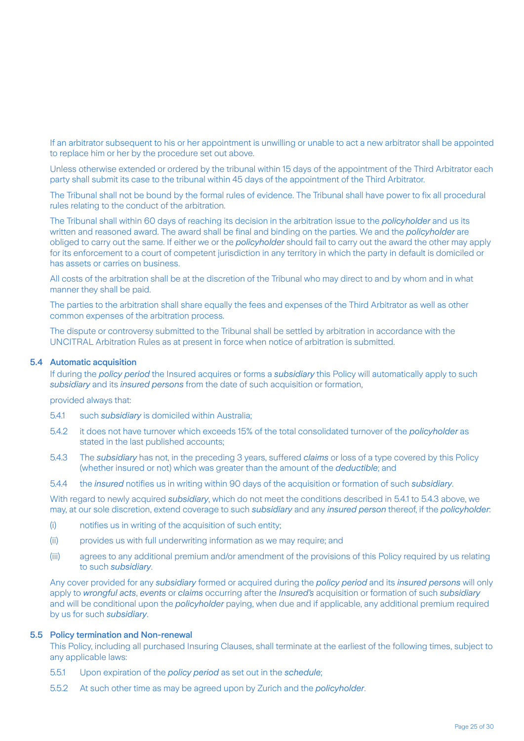If an arbitrator subsequent to his or her appointment is unwilling or unable to act a new arbitrator shall be appointed to replace him or her by the procedure set out above.

Unless otherwise extended or ordered by the tribunal within 15 days of the appointment of the Third Arbitrator each party shall submit its case to the tribunal within 45 days of the appointment of the Third Arbitrator.

The Tribunal shall not be bound by the formal rules of evidence. The Tribunal shall have power to fix all procedural rules relating to the conduct of the arbitration.

The Tribunal shall within 60 days of reaching its decision in the arbitration issue to the *policyholder* and us its written and reasoned award. The award shall be final and binding on the parties. We and the *policyholder* are obliged to carry out the same. If either we or the *policyholder* should fail to carry out the award the other may apply for its enforcement to a court of competent jurisdiction in any territory in which the party in default is domiciled or has assets or carries on business.

All costs of the arbitration shall be at the discretion of the Tribunal who may direct to and by whom and in what manner they shall be paid.

The parties to the arbitration shall share equally the fees and expenses of the Third Arbitrator as well as other common expenses of the arbitration process.

The dispute or controversy submitted to the Tribunal shall be settled by arbitration in accordance with the UNCITRAL Arbitration Rules as at present in force when notice of arbitration is submitted.

### 5.4 Automatic acquisition

If during the *policy period* the Insured acquires or forms a *subsidiary* this Policy will automatically apply to such *subsidiary* and its *insured persons* from the date of such acquisition or formation,

provided always that:

5.4.1 such *subsidiary* is domiciled within Australia;

5.4.2 it does not have turnover which exceeds 15% of the total consolidated turnover of the *policyholder* as stated in the last published accounts;

5.4.3 The *subsidiary* has not, in the preceding 3 years, suffered *claims* or loss of a type covered by this Policy (whether insured or not) which was greater than the amount of the *deductible*; and

5.4.4 the *insured* notifies us in writing within 90 days of the acquisition or formation of such *subsidiary*.

With regard to newly acquired *subsidiary*, which do not meet the conditions described in 5.4.1 to 5.4.3 above, we may, at our sole discretion, extend coverage to such *subsidiary* and any *insured person* thereof, if the *policyholder*:

(i) notifies us in writing of the acquisition of such entity;

(ii) provides us with full underwriting information as we may require; and

(iii) agrees to any additional premium and/or amendment of the provisions of this Policy required by us relating to such *subsidiary*.

Any cover provided for any *subsidiary* formed or acquired during the *policy period* and its *insured persons* will only apply to *wrongful acts*, *events* or *claims* occurring after the *Insured's* acquisition or formation of such *subsidiary* and will be conditional upon the *policyholder* paying, when due and if applicable, any additional premium required by us for such *subsidiary*.

### 5.5 Policy termination and Non-renewal

This Policy, including all purchased Insuring Clauses, shall terminate at the earliest of the following times, subject to any applicable laws:

5.5.1 Upon expiration of the *policy period* as set out in the *schedule*;

5.5.2 At such other time as may be agreed upon by Zurich and the *policyholder*.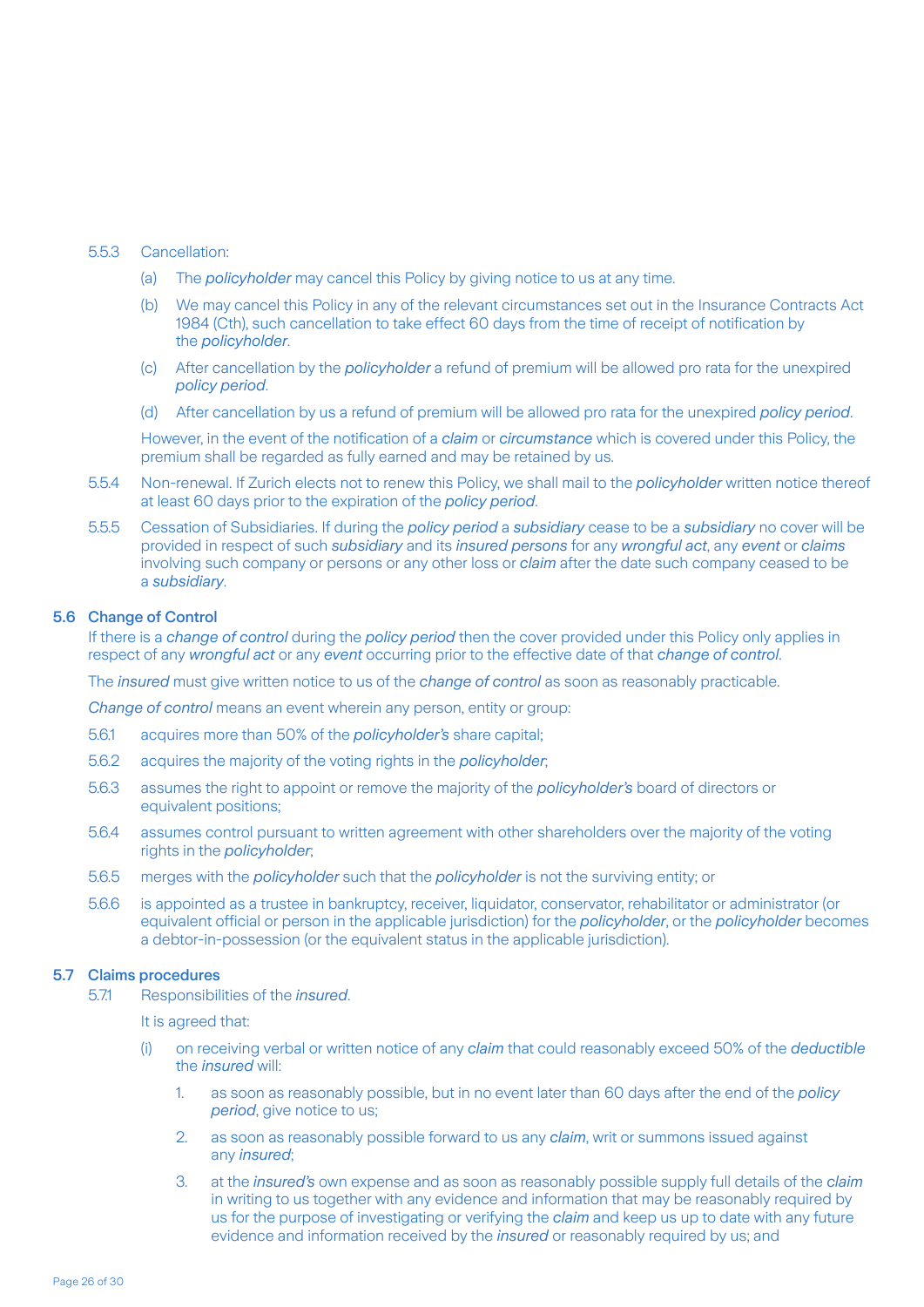5.5.3 Cancellation:

(a) The *policyholder* may cancel this Policy by giving notice to us at any time.

(b) We may cancel this Policy in any of the relevant circumstances set out in the Insurance Contracts Act 1984 (Cth), such cancellation to take effect 60 days from the time of receipt of notification by the *policyholder*.

(c) After cancellation by the *policyholder* a refund of premium will be allowed pro rata for the unexpired *policy period*.

(d) After cancellation by us a refund of premium will be allowed pro rata for the unexpired *policy period*.

However, in the event of the notification of a *claim* or *circumstance* which is covered under this Policy, the premium shall be regarded as fully earned and may be retained by us.

5.5.4 Non-renewal. If Zurich elects not to renew this Policy, we shall mail to the *policyholder* written notice thereof at least 60 days prior to the expiration of the *policy period*.

5.5.5 Cessation of Subsidiaries. If during the *policy period* a *subsidiary* cease to be a *subsidiary* no cover will be provided in respect of such *subsidiary* and its *insured persons* for any *wrongful act*, any *event* or *claims* involving such company or persons or any other loss or *claim* after the date such company ceased to be a *subsidiary*.

## 5.6 Change of Control

If there is a *change of control* during the *policy period* then the cover provided under this Policy only applies in respect of any *wrongful act* or any *event* occurring prior to the effective date of that *change of control*.

The *insured* must give written notice to us of the *change of control* as soon as reasonably practicable.

*Change of control* means an event wherein any person, entity or group:

5.6.1 acquires more than 50% of the *policyholder's* share capital;

5.6.2 acquires the majority of the voting rights in the *policyholder*;

5.6.3 assumes the right to appoint or remove the majority of the *policyholder's* board of directors or equivalent positions;

5.6.4 assumes control pursuant to written agreement with other shareholders over the majority of the voting rights in the *policyholder*;

5.6.5 merges with the *policyholder* such that the *policyholder* is not the surviving entity; or

5.6.6 is appointed as a trustee in bankruptcy, receiver, liquidator, conservator, rehabilitator or administrator (or equivalent official or person in the applicable jurisdiction) for the *policyholder*, or the *policyholder* becomes a debtor-in-possession (or the equivalent status in the applicable jurisdiction).

## 5.7 Claims procedures

5.7.1 Responsibilities of the *insured*.

It is agreed that:

(i) on receiving verbal or written notice of any *claim* that could reasonably exceed 50% of the *deductible* the *insured* will:

1. as soon as reasonably possible, but in no event later than 60 days after the end of the *policy period*, give notice to us;

2. as soon as reasonably possible forward to us any *claim*, writ or summons issued against any *insured*;

3. at the *insured's* own expense and as soon as reasonably possible supply full details of the *claim* in writing to us together with any evidence and information that may be reasonably required by us for the purpose of investigating or verifying the *claim* and keep us up to date with any future evidence and information received by the *insured* or reasonably required by us; and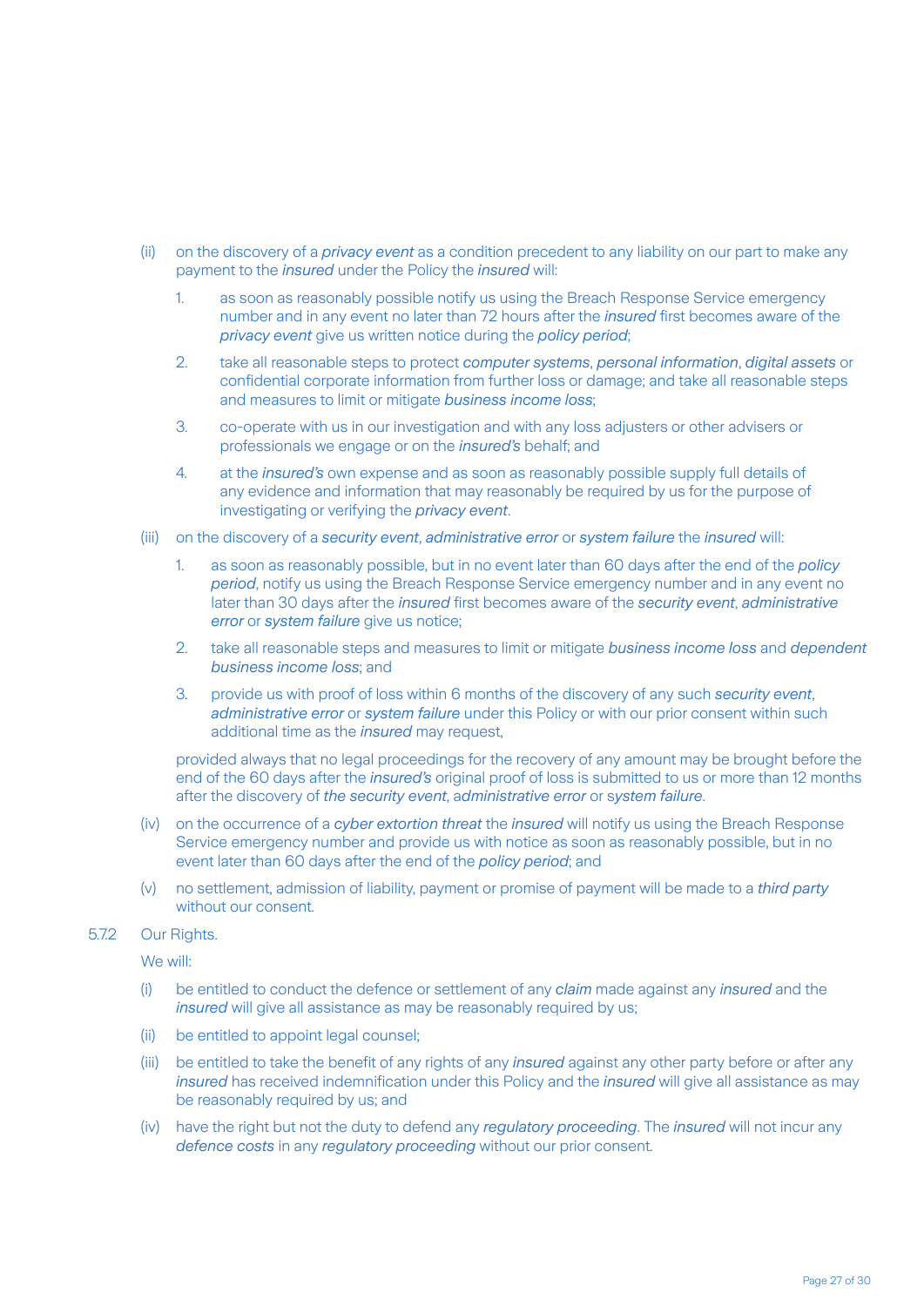(ii) on the discovery of a *privacy event* as a condition precedent to any liability on our part to make any payment to the *insured* under the Policy the *insured* will:

   1. as soon as reasonably possible notify us using the Breach Response Service emergency number and in any event no later than 72 hours after the *insured* first becomes aware of the *privacy event* give us written notice during the *policy period*;

   2. take all reasonable steps to protect *computer systems*, *personal information*, *digital assets* or confidential corporate information from further loss or damage; and take all reasonable steps and measures to limit or mitigate *business income loss*;

   3. co-operate with us in our investigation and with any loss adjusters or other advisers or professionals we engage or on the *insured's* behalf; and

   4. at the *insured's* own expense and as soon as reasonably possible supply full details of any evidence and information that may reasonably be required by us for the purpose of investigating or verifying the *privacy event*.

(iii) on the discovery of a *security event*, *administrative error* or *system failure* the *insured* will:

   1. as soon as reasonably possible, but in no event later than 60 days after the end of the *policy period*, notify us using the Breach Response Service emergency number and in any event no later than 30 days after the *insured* first becomes aware of the *security event*, *administrative error* or *system failure* give us notice;

   2. take all reasonable steps and measures to limit or mitigate *business income loss* and *dependent business income loss*; and

   3. provide us with proof of loss within 6 months of the discovery of any such *security event*, *administrative error* or *system failure* under this Policy or with our prior consent within such additional time as the *insured* may request,

   provided always that no legal proceedings for the recovery of any amount may be brought before the end of the 60 days after the *insured's* original proof of loss is submitted to us or more than 12 months after the discovery of *the security event*, *administrative error* or *system failure*.

(iv) on the occurrence of a *cyber extortion threat* the *insured* will notify us using the Breach Response Service emergency number and provide us with notice as soon as reasonably possible, but in no event later than 60 days after the end of the *policy period*; and

(v) no settlement, admission of liability, payment or promise of payment will be made to a *third party* without our consent.

5.7.2 Our Rights.

We will:

(i) be entitled to conduct the defence or settlement of any *claim* made against any *insured* and the *insured* will give all assistance as may be reasonably required by us;

(ii) be entitled to appoint legal counsel;

(iii) be entitled to take the benefit of any rights of any *insured* against any other party before or after any *insured* has received indemnification under this Policy and the *insured* will give all assistance as may be reasonably required by us; and

(iv) have the right but not the duty to defend any *regulatory proceeding*. The *insured* will not incur any *defence costs* in any *regulatory proceeding* without our prior consent.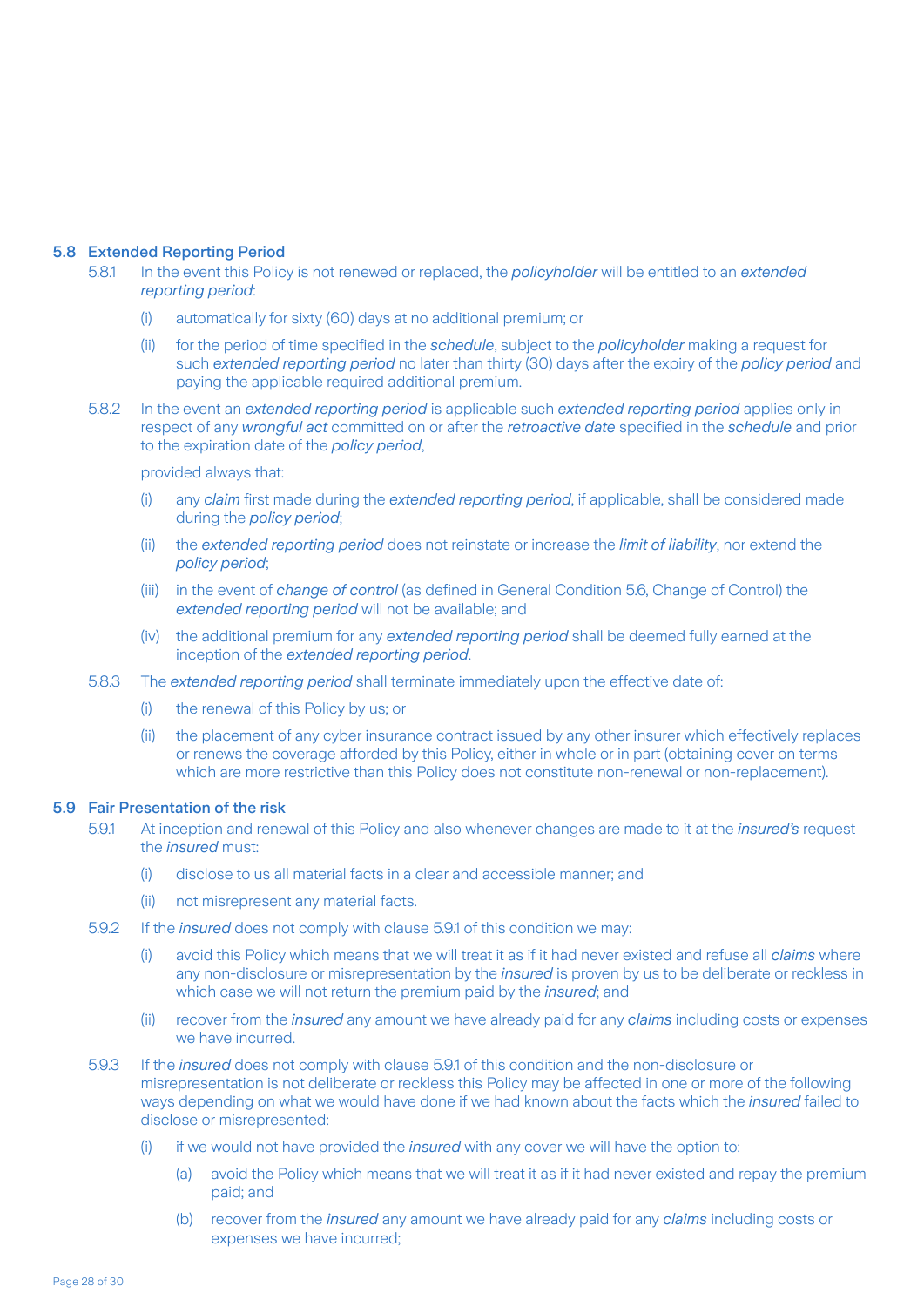### 5.8 Extended Reporting Period

5.8.1 In the event this Policy is not renewed or replaced, the *policyholder* will be entitled to an *extended reporting period*:

(i) automatically for sixty (60) days at no additional premium; or

(ii) for the period of time specified in the *schedule*, subject to the *policyholder* making a request for such *extended reporting period* no later than thirty (30) days after the expiry of the *policy period* and paying the applicable required additional premium.

5.8.2 In the event an *extended reporting period* is applicable such *extended reporting period* applies only in respect of any *wrongful act* committed on or after the *retroactive date* specified in the *schedule* and prior to the expiration date of the *policy period*,

provided always that:

(i) any *claim* first made during the *extended reporting period*, if applicable, shall be considered made during the *policy period*;

(ii) the *extended reporting period* does not reinstate or increase the *limit of liability*, nor extend the *policy period*;

(iii) in the event of *change of control* (as defined in General Condition 5.6, Change of Control) the *extended reporting period* will not be available; and

(iv) the additional premium for any *extended reporting period* shall be deemed fully earned at the inception of the *extended reporting period*.

5.8.3 The *extended reporting period* shall terminate immediately upon the effective date of:

(i) the renewal of this Policy by us; or

(ii) the placement of any cyber insurance contract issued by any other insurer which effectively replaces or renews the coverage afforded by this Policy, either in whole or in part (obtaining cover on terms which are more restrictive than this Policy does not constitute non-renewal or non-replacement).

### 5.9 Fair Presentation of the risk

5.9.1 At inception and renewal of this Policy and also whenever changes are made to it at the *insured's* request the *insured* must:

(i) disclose to us all material facts in a clear and accessible manner; and

(ii) not misrepresent any material facts.

5.9.2 If the *insured* does not comply with clause 5.9.1 of this condition we may:

(i) avoid this Policy which means that we will treat it as if it had never existed and refuse all *claims* where any non-disclosure or misrepresentation by the *insured* is proven by us to be deliberate or reckless in which case we will not return the premium paid by the *insured*; and

(ii) recover from the *insured* any amount we have already paid for any *claims* including costs or expenses we have incurred.

5.9.3 If the *insured* does not comply with clause 5.9.1 of this condition and the non-disclosure or misrepresentation is not deliberate or reckless this Policy may be affected in one or more of the following ways depending on what we would have done if we had known about the facts which the *insured* failed to disclose or misrepresented:

(i) if we would not have provided the *insured* with any cover we will have the option to:

(a) avoid the Policy which means that we will treat it as if it had never existed and repay the premium paid; and

(b) recover from the *insured* any amount we have already paid for any *claims* including costs or expenses we have incurred;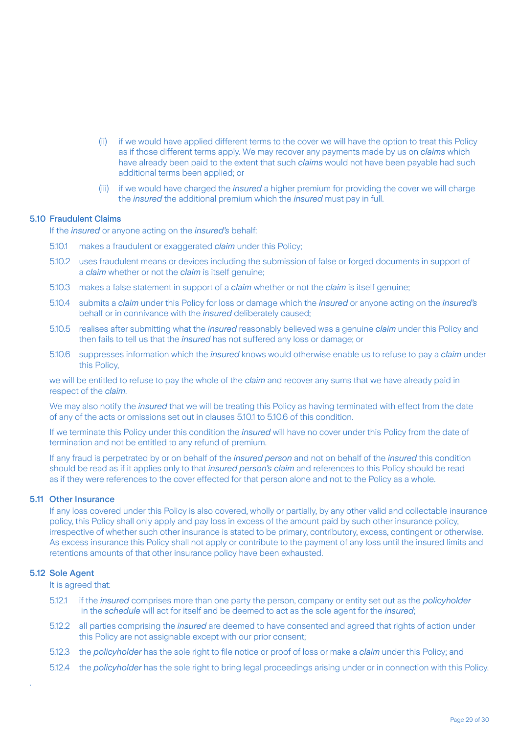(ii) if we would have applied different terms to the cover we will have the option to treat this Policy as if those different terms apply. We may recover any payments made by us on *claims* which have already been paid to the extent that such *claims* would not have been payable had such additional terms been applied; or

(iii) if we would have charged the *insured* a higher premium for providing the cover we will charge the *insured* the additional premium which the *insured* must pay in full.

### 5.10 Fraudulent Claims

If the *insured* or anyone acting on the *insured's* behalf:

5.10.1 makes a fraudulent or exaggerated *claim* under this Policy;

5.10.2 uses fraudulent means or devices including the submission of false or forged documents in support of a *claim* whether or not the *claim* is itself genuine;

5.10.3 makes a false statement in support of a *claim* whether or not the *claim* is itself genuine;

5.10.4 submits a *claim* under this Policy for loss or damage which the *insured* or anyone acting on the *insured's* behalf or in connivance with the *insured* deliberately caused;

5.10.5 realises after submitting what the *insured* reasonably believed was a genuine *claim* under this Policy and then fails to tell us that the *insured* has not suffered any loss or damage; or

5.10.6 suppresses information which the *insured* knows would otherwise enable us to refuse to pay a *claim* under this Policy,

we will be entitled to refuse to pay the whole of the *claim* and recover any sums that we have already paid in respect of the *claim*.

We may also notify the *insured* that we will be treating this Policy as having terminated with effect from the date of any of the acts or omissions set out in clauses 5.10.1 to 5.10.6 of this condition.

If we terminate this Policy under this condition the *insured* will have no cover under this Policy from the date of termination and not be entitled to any refund of premium.

If any fraud is perpetrated by or on behalf of the *insured person* and not on behalf of the *insured* this condition should be read as if it applies only to that *insured person's claim* and references to this Policy should be read as if they were references to the cover effected for that person alone and not to the Policy as a whole.

### 5.11 Other Insurance

If any loss covered under this Policy is also covered, wholly or partially, by any other valid and collectable insurance policy, this Policy shall only apply and pay loss in excess of the amount paid by such other insurance policy, irrespective of whether such other insurance is stated to be primary, contributory, excess, contingent or otherwise. As excess insurance this Policy shall not apply or contribute to the payment of any loss until the insured limits and retentions amounts of that other insurance policy have been exhausted.

### 5.12 Sole Agent

It is agreed that:

5.12.1 if the *insured* comprises more than one party the person, company or entity set out as the *policyholder* in the *schedule* will act for itself and be deemed to act as the sole agent for the *insured*;

5.12.2 all parties comprising the *insured* are deemed to have consented and agreed that rights of action under this Policy are not assignable except with our prior consent;

5.12.3 the *policyholder* has the sole right to file notice or proof of loss or make a *claim* under this Policy; and

5.12.4 the *policyholder* has the sole right to bring legal proceedings arising under or in connection with this Policy.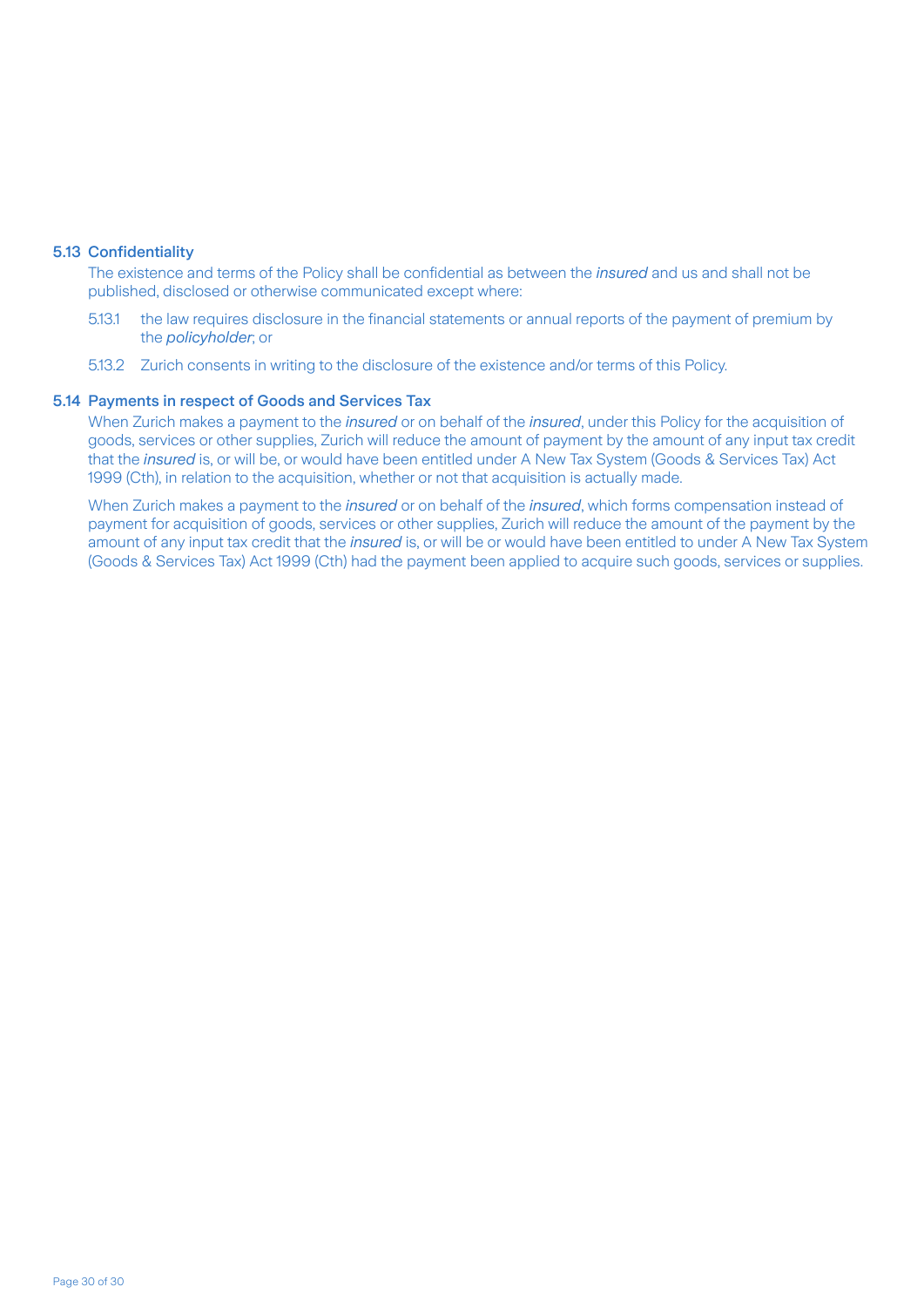### 5.13 Confidentiality

The existence and terms of the Policy shall be confidential as between the *insured* and us and shall not be published, disclosed or otherwise communicated except where:

5.13.1 the law requires disclosure in the financial statements or annual reports of the payment of premium by the *policyholder*; or

5.13.2 Zurich consents in writing to the disclosure of the existence and/or terms of this Policy.

### 5.14 Payments in respect of Goods and Services Tax

When Zurich makes a payment to the *insured* or on behalf of the *insured*, under this Policy for the acquisition of goods, services or other supplies, Zurich will reduce the amount of payment by the amount of any input tax credit that the *insured* is, or will be, or would have been entitled under A New Tax System (Goods & Services Tax) Act 1999 (Cth), in relation to the acquisition, whether or not that acquisition is actually made.

When Zurich makes a payment to the *insured* or on behalf of the *insured*, which forms compensation instead of payment for acquisition of goods, services or other supplies, Zurich will reduce the amount of the payment by the amount of any input tax credit that the *insured* is, or will be or would have been entitled to under A New Tax System (Goods & Services Tax) Act 1999 (Cth) had the payment been applied to acquire such goods, services or supplies.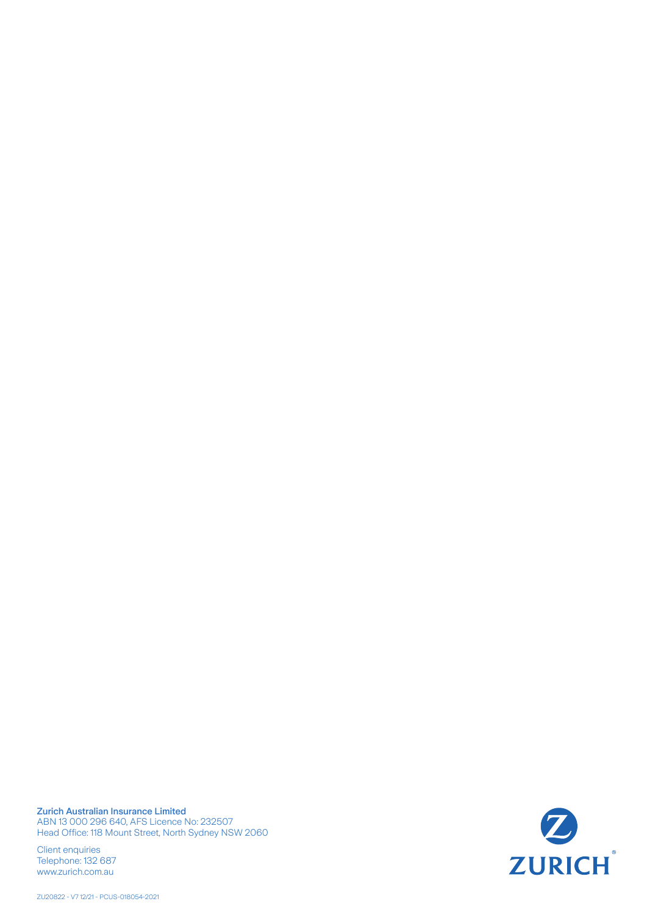**Zurich Australian Insurance Limited**
ABN 13 000 296 640, AFS Licence No: 232507
Head Office: 118 Mount Street, North Sydney NSW 2060

Client enquiries
Telephone: 132 687
www.zurich.com.au

ZURICH®

ZU20822 - V7 12/21 - PCUS-018054-2021